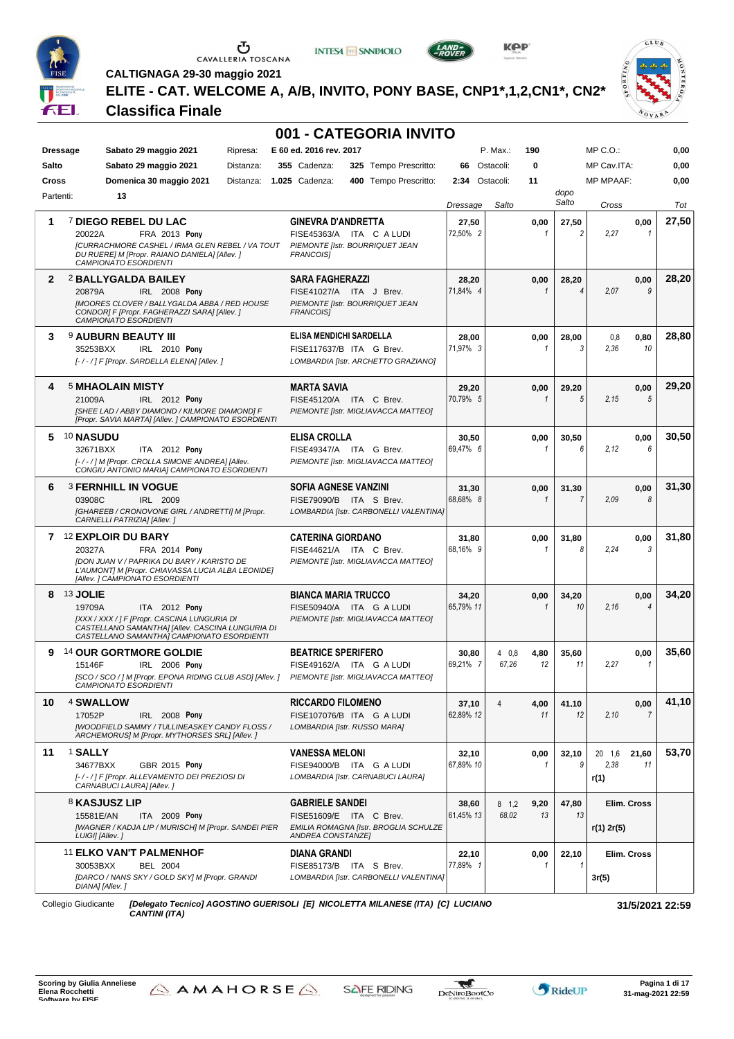CALTIGNAGA 29-30 maggio 2021

# ELITE - CAT. WELCOME A, A/B, INVITO, PONY BASE, CNP1*,1,2,CN1*, CN2*

## Classifica Finale

## 001 - CATEGORIA INVITO

| | | | | | | | | | |
|---|---|---|---|---|---|---|---|---|---|
| **Dressage** | Sabato 29 maggio 2021 | Ripresa: | E 60 ed. 2016 rev. 2017 | | | P. Max.: | 190 | MP C.O.: | 0,00 |
| **Salto** | Sabato 29 maggio 2021 | Distanza: | 355 Cadenza: | 325 Tempo Prescritto: | 66 | Ostacoli: | 0 | MP Cav.ITA: | 0,00 |
| **Cross** | Domenica 30 maggio 2021 | Distanza: | 1.025 Cadenza: | 400 Tempo Prescritto: | 2:34 | Ostacoli: | 11 | MP MPAAF: | 0,00 |
| Partenti: | 13 | | | | | | | | |

| Pos | Cavallo | Cavaliere | Dressage | Salto | | dopo Salto | Cross | | Tot |
|---|---|---|---|---|---|---|---|---|---|
| 1 | 7 **DIEGO REBEL DU LAC** 20022A FRA 2013 **Pony** [CURRACHMORE CASHEL / IRMA GLEN REBEL / VA TOUT DU RUERE] M [Propr. RAIANO DANIELA] [Allev. ] CAMPIONATO ESORDIENTI | **GINEVRA D'ANDRETTA** FISE45363/A ITA C A LUDI PIEMONTE [Istr. BOURRIQUET JEAN FRANCOIS] | **27,50** 72,50% 2 | | **0,00** 1 | **27,50** 2 | 2,27 | **0,00** 1 | **27,50** |
| 2 | 2 **BALLYGALDA BAILEY** 20879A IRL 2008 **Pony** [MOORES CLOVER / BALLYGALDA ABBA / RED HOUSE CONDOR] F [Propr. FAGHERAZZI SARA] [Allev. ] CAMPIONATO ESORDIENTI | **SARA FAGHERAZZI** FISE41027/A ITA J Brev. PIEMONTE [Istr. BOURRIQUET JEAN FRANCOIS] | **28,20** 71,84% 4 | | **0,00** 1 | **28,20** 4 | 2,07 | **0,00** 9 | **28,20** |
| 3 | 9 **AUBURN BEAUTY III** 35253BXX IRL 2010 **Pony** [- / - / ] F [Propr. SARDELLA ELENA] [Allev. ] | **ELISA MENDICHI SARDELLA** FISE117637/B ITA G Brev. LOMBARDIA [Istr. ARCHETTO GRAZIANO] | **28,00** 71,97% 3 | | **0,00** 1 | **28,00** 3 | 0,8 2,36 | **0,80** 10 | **28,80** |
| 4 | 5 **MHAOLAIN MISTY** 21009A IRL 2012 **Pony** [SHEE LAD / ABBY DIAMOND / KILMORE DIAMOND] F [Propr. SAVIA MARTA] [Allev. ] CAMPIONATO ESORDIENTI | **MARTA SAVIA** FISE45120/A ITA C Brev. PIEMONTE [Istr. MIGLIAVACCA MATTEO] | **29,20** 70,79% 5 | | **0,00** 1 | **29,20** 5 | 2,15 | **0,00** 5 | **29,20** |
| 5 | 10 **NASUDU** 32671BXX ITA 2012 **Pony** [- / - / ] M [Propr. CROLLA SIMONE ANDREA] [Allev. CONGIU ANTONIO MARIA] CAMPIONATO ESORDIENTI | **ELISA CROLLA** FISE49347/A ITA G Brev. PIEMONTE [Istr. MIGLIAVACCA MATTEO] | **30,50** 69,47% 6 | | **0,00** 1 | **30,50** 6 | 2,12 | **0,00** 6 | **30,50** |
| 6 | 3 **FERNHILL IN VOGUE** 03908C IRL 2009 [GHAREEB / CRONOVONE GIRL / ANDRETTI] M [Propr. CARNELLI PATRIZIA] [Allev. ] | **SOFIA AGNESE VANZINI** FISE79090/B ITA S Brev. LOMBARDIA [Istr. CARBONELLI VALENTINA] | **31,30** 68,68% 8 | | **0,00** 1 | **31,30** 7 | 2,09 | **0,00** 8 | **31,30** |
| 7 | 12 **EXPLOIR DU BARY** 20327A FRA 2014 **Pony** [DON JUAN V / PAPRIKA DU BARY / KARISTO DE L'AUMONT] M [Propr. CHIAVASSA LUCIA ALBA LEONIDE] [Allev. ] CAMPIONATO ESORDIENTI | **CATERINA GIORDANO** FISE44621/A ITA C Brev. PIEMONTE [Istr. MIGLIAVACCA MATTEO] | **31,80** 68,16% 9 | | **0,00** 1 | **31,80** 8 | 2,24 | **0,00** 3 | **31,80** |
| 8 | 13 **JOLIE** 19709A ITA 2012 **Pony** [XXX / XXX / ] F [Propr. CASCINA LUNGURIA DI CASTELLANO SAMANTHA] [Allev. CASCINA LUNGURIA DI CASTELLANO SAMANTHA] CAMPIONATO ESORDIENTI | **BIANCA MARIA TRUCCO** FISE50940/A ITA G A LUDI PIEMONTE [Istr. MIGLIAVACCA MATTEO] | **34,20** 65,79% 11 | | **0,00** 1 | **34,20** 10 | 2,16 | **0,00** 4 | **34,20** |
| 9 | 14 **OUR GORTMORE GOLDIE** 15146F IRL 2006 **Pony** [SCO / SCO / ] M [Propr. EPONA RIDING CLUB ASD] [Allev. ] CAMPIONATO ESORDIENTI | **BEATRICE SPERIFERO** FISE49162/A ITA G A LUDI PIEMONTE [Istr. MIGLIAVACCA MATTEO] | **30,80** 69,21% 7 | 4 0,8 67,26 | **4,80** 12 | **35,60** 11 | 2,27 | **0,00** 1 | **35,60** |
| 10 | 4 **SWALLOW** 17052P IRL 2008 **Pony** [WOODFIELD SAMMY / TULLINEASKEY CANDY FLOSS / ARCHEMORUS] M [Propr. MYTHORSES SRL] [Allev. ] | **RICCARDO FILOMENO** FISE107076/B ITA G A LUDI LOMBARDIA [Istr. RUSSO MARA] | **37,10** 62,89% 12 | 4 | **4,00** 11 | **41,10** 12 | 2,10 | **0,00** 7 | **41,10** |
| 11 | 1 **SALLY** 34677BXX GBR 2015 **Pony** [- / - / ] F [Propr. ALLEVAMENTO DEI PREZIOSI DI CARNABUCI LAURA] [Allev. ] | **VANESSA MELONI** FISE94000/B ITA G A LUDI LOMBARDIA [Istr. CARNABUCI LAURA] | **32,10** 67,89% 10 | | **0,00** 1 | **32,10** 9 | 20 1,6 2,38 r(1) | **21,60** 11 | **53,70** |
| | 8 **KASJUSZ LIP** 15581E/AN ITA 2009 **Pony** [WAGNER / KADJA LIP / MURISCH] M [Propr. SANDEI PIER LUIGI] [Allev. ] | **GABRIELE SANDEI** FISE51609/E ITA C Brev. EMILIA ROMAGNA [Istr. BROGLIA SCHULZE ANDREA CONSTANZE] | **38,60** 61,45% 13 | 8 1,2 68,02 | **9,20** 13 | **47,80** 13 | **Elim. Cross** r(1) 2r(5) | | |
| | 11 **ELKO VAN'T PALMENHOF** 30053BXX BEL 2004 [DARCO / NANS SKY / GOLD SKY] M [Propr. GRANDI DIANA] [Allev. ] | **DIANA GRANDI** FISE85173/B ITA S Brev. LOMBARDIA [Istr. CARBONELLI VALENTINA] | **22,10** 77,89% 1 | | **0,00** 1 | **22,10** 1 | **Elim. Cross** 3r(5) | | |

Collegio Giudicante ***[Delegato Tecnico] AGOSTINO GUERISOLI [E] NICOLETTA MILANESE (ITA) [C] LUCIANO CANTINI (ITA)***

**31/5/2021 22:59**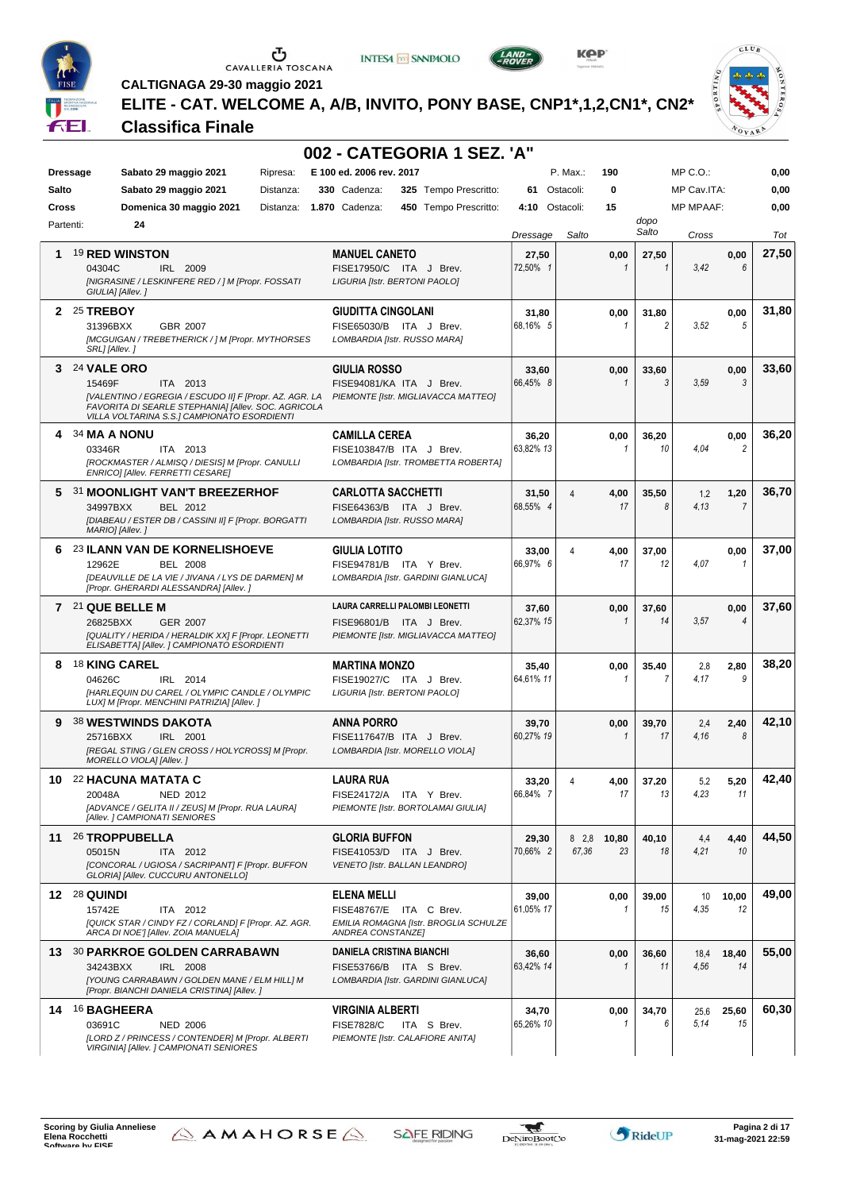CALTIGNAGA 29-30 maggio 2021

# ELITE - CAT. WELCOME A, A/B, INVITO, PONY BASE, CNP1*,1,2,CN1*, CN2*

## Classifica Finale

## 002 - CATEGORIA 1 SEZ. 'A'

| | | | | | | | | | |
|---|---|---|---|---|---|---|---|---|---|
| **Dressage** | Sabato 29 maggio 2021 | Ripresa: | E 100 ed. 2006 rev. 2017 | | | P. Max.: | 190 | MP C.O.: | 0,00 |
| **Salto** | Sabato 29 maggio 2021 | Distanza: | 330 | Cadenza: 325 | Tempo Prescritto: 61 | Ostacoli: | 0 | MP Cav.ITA: | 0,00 |
| **Cross** | Domenica 30 maggio 2021 | Distanza: | 1.870 | Cadenza: 450 | Tempo Prescritto: 4:10 | Ostacoli: | 15 | MP MPAAF: | 0,00 |
| Partenti: | 24 | | | | | | | | |

| Pos | Cavallo | Cavaliere | Dressage | Salto | | dopo Salto | Cross | | Tot |
|---|---|---|---|---|---|---|---|---|---|
| 1 | 19 **RED WINSTON**<br>04304C IRL 2009<br>*[NIGRASINE / LESKINFERE RED / ] M [Propr. FOSSATI GIULIA] [Allev. ]* | **MANUEL CANETO**<br>FISE17950/C ITA J Brev.<br>*LIGURIA [Istr. BERTONI PAOLO]* | 27,50<br>72,50% 1 | | 0,00<br>1 | 27,50<br>1 | 3,42 | 0,00<br>6 | 27,50 |
| 2 | 25 **TREBOY**<br>31396BXX GBR 2007<br>*[MCGUIGAN / TREBETHERICK / ] M [Propr. MYTHORSES SRL] [Allev. ]* | **GIUDITTA CINGOLANI**<br>FISE65030/B ITA J Brev.<br>*LOMBARDIA [Istr. RUSSO MARA]* | 31,80<br>68,16% 5 | | 0,00<br>1 | 31,80<br>2 | 3,52 | 0,00<br>5 | 31,80 |
| 3 | 24 **VALE ORO**<br>15469F ITA 2013<br>*[VALENTINO / EGREGIA / ESCUDO II] F [Propr. AZ. AGR. LA FAVORITA DI SEARLE STEPHANIA] [Allev. SOC. AGRICOLA VILLA VOLTARINA S.S.] CAMPIONATO ESORDIENTI* | **GIULIA ROSSO**<br>FISE94081/KA ITA J Brev.<br>*PIEMONTE [Istr. MIGLIAVACCA MATTEO]* | 33,60<br>66,45% 8 | | 0,00<br>1 | 33,60<br>3 | 3,59 | 0,00<br>3 | 33,60 |
| 4 | 34 **MA A NONU**<br>03346R ITA 2013<br>*[ROCKMASTER / ALMISQ / DIESIS] M [Propr. CANULLI ENRICO] [Allev. FERRETTI CESARE]* | **CAMILLA CEREA**<br>FISE103847/B ITA J Brev.<br>*LOMBARDIA [Istr. TROMBETTA ROBERTA]* | 36,20<br>63,82% 13 | | 0,00<br>1 | 36,20<br>10 | 4,04 | 0,00<br>2 | 36,20 |
| 5 | 31 **MOONLIGHT VAN'T BREEZERHOF**<br>34997BXX BEL 2012<br>*[DIABEAU / ESTER DB / CASSINI II] F [Propr. BORGATTI MARIO] [Allev. ]* | **CARLOTTA SACCHETTI**<br>FISE64363/B ITA J Brev.<br>*LOMBARDIA [Istr. RUSSO MARA]* | 31,50<br>68,55% 4 | 4 | 4,00<br>17 | 35,50<br>8 | 1,2<br>4,13 | 1,20<br>7 | 36,70 |
| 6 | 23 **ILANN VAN DE KORNELISHOEVE**<br>12962E BEL 2008<br>*[DEAUVILLE DE LA VIE / JIVANA / LYS DE DARMEN] M [Propr. GHERARDI ALESSANDRA] [Allev. ]* | **GIULIA LOTITO**<br>FISE94781/B ITA Y Brev.<br>*LOMBARDIA [Istr. GARDINI GIANLUCA]* | 33,00<br>66,97% 6 | 4 | 4,00<br>17 | 37,00<br>12 | 4,07 | 0,00<br>1 | 37,00 |
| 7 | 21 **QUE BELLE M**<br>26825BXX GER 2007<br>*[QUALITY / HERIDA / HERALDIK XX] F [Propr. LEONETTI ELISABETTA] [Allev. ] CAMPIONATO ESORDIENTI* | **LAURA CARRELLI PALOMBI LEONETTI**<br>FISE96801/B ITA J Brev.<br>*PIEMONTE [Istr. MIGLIAVACCA MATTEO]* | 37,60<br>62,37% 15 | | 0,00<br>1 | 37,60<br>14 | 3,57 | 0,00<br>4 | 37,60 |
| 8 | 18 **KING CAREL**<br>04626C IRL 2014<br>*[HARLEQUIN DU CAREL / OLYMPIC CANDLE / OLYMPIC LUX] M [Propr. MENCHINI PATRIZIA] [Allev. ]* | **MARTINA MONZO**<br>FISE19027/C ITA J Brev.<br>*LIGURIA [Istr. BERTONI PAOLO]* | 35,40<br>64,61% 11 | | 0,00<br>1 | 35,40<br>7 | 2,8<br>4,17 | 2,80<br>9 | 38,20 |
| 9 | 38 **WESTWINDS DAKOTA**<br>25716BXX IRL 2001<br>*[REGAL STING / GLEN CROSS / HOLYCROSS] M [Propr. MORELLO VIOLA] [Allev. ]* | **ANNA PORRO**<br>FISE117647/B ITA J Brev.<br>*LOMBARDIA [Istr. MORELLO VIOLA]* | 39,70<br>60,27% 19 | | 0,00<br>1 | 39,70<br>17 | 2,4<br>4,16 | 2,40<br>8 | 42,10 |
| 10 | 22 **HACUNA MATATA C**<br>20048A NED 2012<br>*[ADVANCE / GELITA II / ZEUS] M [Propr. RUA LAURA] [Allev. ] CAMPIONATI SENIORES* | **LAURA RUA**<br>FISE24172/A ITA Y Brev.<br>*PIEMONTE [Istr. BORTOLAMAI GIULIA]* | 33,20<br>66,84% 7 | 4 | 4,00<br>17 | 37,20<br>13 | 5,2<br>4,23 | 5,20<br>11 | 42,40 |
| 11 | 26 **TROPPUBELLA**<br>05015N ITA 2012<br>*[CONCORAL / UGIOSA / SACRIPANT] F [Propr. BUFFON GLORIA] [Allev. CUCCURU ANTONELLO]* | **GLORIA BUFFON**<br>FISE41053/D ITA J Brev.<br>*VENETO [Istr. BALLAN LEANDRO]* | 29,30<br>70,66% 2 | 8 2,8<br>67,36 | 10,80<br>23 | 40,10<br>18 | 4,4<br>4,21 | 4,40<br>10 | 44,50 |
| 12 | 28 **QUINDI**<br>15742E ITA 2012<br>*[QUICK STAR / CINDY FZ / CORLAND] F [Propr. AZ. AGR. ARCA DI NOE'] [Allev. ZOIA MANUELA]* | **ELENA MELLI**<br>FISE48767/E ITA C Brev.<br>*EMILIA ROMAGNA [Istr. BROGLIA SCHULZE ANDREA CONSTANZE]* | 39,00<br>61,05% 17 | | 0,00<br>1 | 39,00<br>15 | 10<br>4,35 | 10,00<br>12 | 49,00 |
| 13 | 30 **PARKROE GOLDEN CARRABAWN**<br>34243BXX IRL 2008<br>*[YOUNG CARRABAWN / GOLDEN MANE / ELM HILL] M [Propr. BIANCHI DANIELA CRISTINA] [Allev. ]* | **DANIELA CRISTINA BIANCHI**<br>FISE53766/B ITA S Brev.<br>*LOMBARDIA [Istr. GARDINI GIANLUCA]* | 36,60<br>63,42% 14 | | 0,00<br>1 | 36,60<br>11 | 18,4<br>4,56 | 18,40<br>14 | 55,00 |
| 14 | 16 **BAGHEERA**<br>03691C NED 2006<br>*[LORD Z / PRINCESS / CONTENDER] M [Propr. ALBERTI VIRGINIA] [Allev. ] CAMPIONATI SENIORES* | **VIRGINIA ALBERTI**<br>FISE7828/C ITA S Brev.<br>*PIEMONTE [Istr. CALAFIORE ANITA]* | 34,70<br>65,26% 10 | | 0,00<br>1 | 34,70<br>6 | 25,6<br>5,14 | 25,60<br>15 | 60,30 |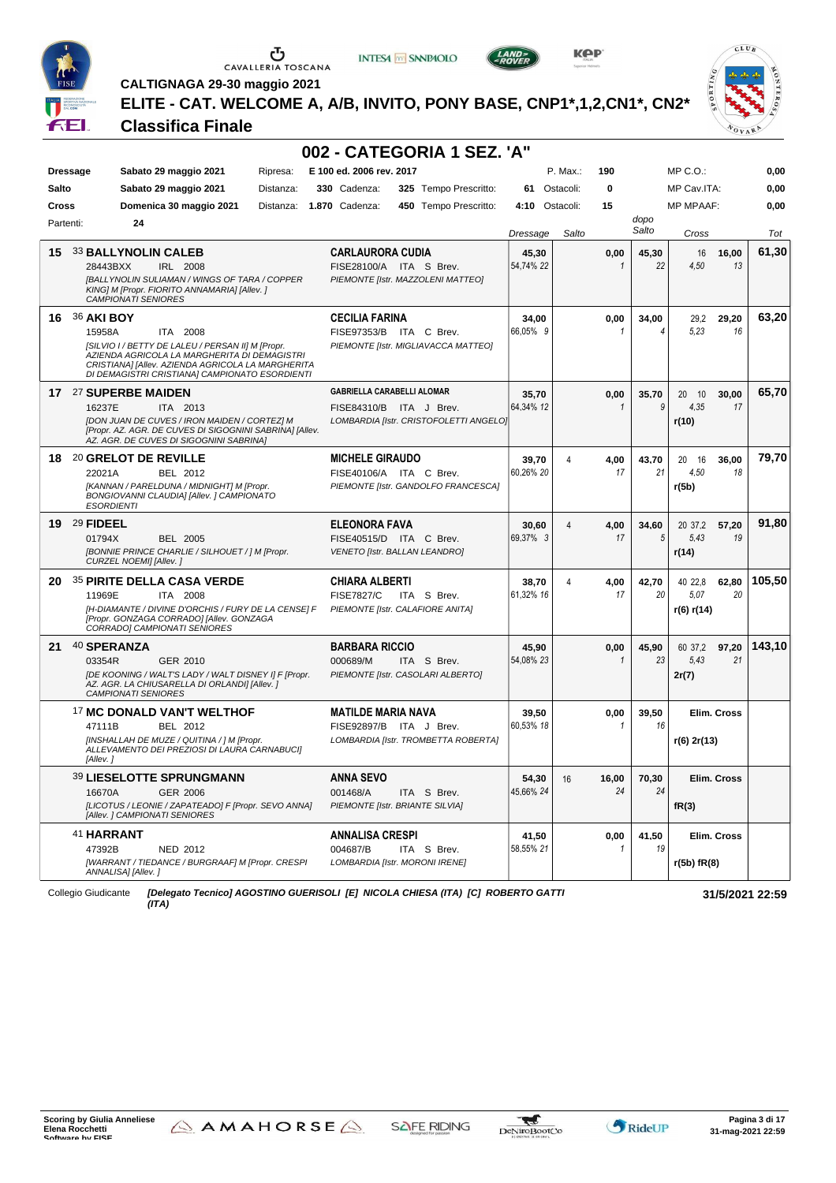CALTIGNAGA 29-30 maggio 2021

# ELITE - CAT. WELCOME A, A/B, INVITO, PONY BASE, CNP1*,1,2,CN1*, CN2*

## Classifica Finale

## 002 - CATEGORIA 1 SEZ. 'A"

| | | | | | | | | |
|---|---|---|---|---|---|---|---|---|
| **Dressage** | Sabato 29 maggio 2021 | Ripresa: | E 100 ed. 2006 rev. 2017 | | P. Max.: | 190 | MP C.O.: | 0,00 |
| **Salto** | Sabato 29 maggio 2021 | Distanza: | 330 Cadenza: | 325 Tempo Prescritto: | 61 Ostacoli: | 0 | MP Cav.ITA: | 0,00 |
| **Cross** | Domenica 30 maggio 2021 | Distanza: | 1.870 Cadenza: | 450 Tempo Prescritto: | 4:10 Ostacoli: | 15 | MP MPAAF: | 0,00 |
| Partenti: | 24 | | | | | | | |

| Pos | Cavallo | Cavaliere | Dressage | Salto | | dopo Salto | Cross | | Tot |
|---|---|---|---|---|---|---|---|---|---|
| 15 | 33 **BALLYNOLIN CALEB**<br>28443BXX IRL 2008<br>*[BALLYNOLIN SULIAMAN / WINGS OF TARA / COPPER KING] M [Propr. FIORITO ANNAMARIA] [Allev. ] CAMPIONATI SENIORES* | **CARLAURORA CUDIA**<br>FISE28100/A ITA S Brev.<br>*PIEMONTE [Istr. MAZZOLENI MATTEO]* | **45,30**<br>54,74% *22* | | **0,00**<br>*1* | **45,30**<br>*22* | 16 **16,00**<br>*4,50* *13* | | **61,30** |
| 16 | 36 **AKI BOY**<br>15958A ITA 2008<br>*[SILVIO I / BETTY DE LALEU / PERSAN II] M [Propr. AZIENDA AGRICOLA LA MARGHERITA DI DEMAGISTRI CRISTIANA] [Allev. AZIENDA AGRICOLA LA MARGHERITA DI DEMAGISTRI CRISTIANA] CAMPIONATO ESORDIENTI* | **CECILIA FARINA**<br>FISE97353/B ITA C Brev.<br>*PIEMONTE [Istr. MIGLIAVACCA MATTEO]* | **34,00**<br>66,05% *9* | | **0,00**<br>*1* | **34,00**<br>*4* | 29,2 **29,20**<br>*5,23* *16* | | **63,20** |
| 17 | 27 **SUPERBE MAIDEN**<br>16237E ITA 2013<br>*[DON JUAN DE CUVES / IRON MAIDEN / CORTEZ] M [Propr. AZ. AGR. DE CUVES DI SIGOGNINI SABRINA] [Allev. AZ. AGR. DE CUVES DI SIGOGNINI SABRINA]* | **GABRIELLA CARABELLI ALOMAR**<br>FISE84310/B ITA J Brev.<br>*LOMBARDIA [Istr. CRISTOFOLETTI ANGELO]* | **35,70**<br>64,34% *12* | | **0,00**<br>*1* | **35,70**<br>*9* | 20 10 **30,00**<br>*4,35* *17*<br>**r(10)** | | **65,70** |
| 18 | 20 **GRELOT DE REVILLE**<br>22021A BEL 2012<br>*[KANNAN / PARELDUNA / MIDNIGHT] M [Propr. BONGIOVANNI CLAUDIA] [Allev. ] CAMPIONATO ESORDIENTI* | **MICHELE GIRAUDO**<br>FISE40106/A ITA C Brev.<br>*PIEMONTE [Istr. GANDOLFO FRANCESCA]* | **39,70**<br>60,26% *20* | 4 | **4,00**<br>*17* | **43,70**<br>*21* | 20 16 **36,00**<br>*4,50* *18*<br>**r(5b)** | | **79,70** |
| 19 | 29 **FIDEEL**<br>01794X BEL 2005<br>*[BONNIE PRINCE CHARLIE / SILHOUET / ] M [Propr. CURZEL NOEMI] [Allev. ]* | **ELEONORA FAVA**<br>FISE40515/D ITA C Brev.<br>*VENETO [Istr. BALLAN LEANDRO]* | **30,60**<br>69,37% *3* | 4 | **4,00**<br>*17* | **34,60**<br>*5* | 20 37,2 **57,20**<br>*5,43* *19*<br>**r(14)** | | **91,80** |
| 20 | 35 **PIRITE DELLA CASA VERDE**<br>11969E ITA 2008<br>*[H-DIAMANTE / DIVINE D'ORCHIS / FURY DE LA CENSE] F [Propr. GONZAGA CORRADO] [Allev. GONZAGA CORRADO] CAMPIONATI SENIORES* | **CHIARA ALBERTI**<br>FISE7827/C ITA S Brev.<br>*PIEMONTE [Istr. CALAFIORE ANITA]* | **38,70**<br>61,32% *16* | 4 | **4,00**<br>*17* | **42,70**<br>*20* | 40 22,8 **62,80**<br>*5,07* *20*<br>**r(6) r(14)** | | **105,50** |
| 21 | 40 **SPERANZA**<br>03354R GER 2010<br>*[DE KOONING / WALT'S LADY / WALT DISNEY I] F [Propr. AZ. AGR. LA CHIUSARELLA DI ORLANDI] [Allev. ] CAMPIONATI SENIORES* | **BARBARA RICCIO**<br>000689/M ITA S Brev.<br>*PIEMONTE [Istr. CASOLARI ALBERTO]* | **45,90**<br>54,08% *23* | | **0,00**<br>*1* | **45,90**<br>*23* | 60 37,2 **97,20**<br>*5,43* *21*<br>**2r(7)** | | **143,10** |
| | 17 **MC DONALD VAN'T WELTHOF**<br>47111B BEL 2012<br>*[INSHALLAH DE MUZE / QUITINA / ] M [Propr. ALLEVAMENTO DEI PREZIOSI DI LAURA CARNABUCI] [Allev. ]* | **MATILDE MARIA NAVA**<br>FISE92897/B ITA J Brev.<br>*LOMBARDIA [Istr. TROMBETTA ROBERTA]* | **39,50**<br>60,53% *18* | | **0,00**<br>*1* | **39,50**<br>*16* | **Elim. Cross**<br>**r(6) 2r(13)** | | |
| | 39 **LIESELOTTE SPRUNGMANN**<br>16670A GER 2006<br>*[LICOTUS / LEONIE / ZAPATEADO] F [Propr. SEVO ANNA] [Allev. ] CAMPIONATI SENIORES* | **ANNA SEVO**<br>001468/A ITA S Brev.<br>*PIEMONTE [Istr. BRIANTE SILVIA]* | **54,30**<br>45,66% *24* | 16 | **16,00**<br>*24* | **70,30**<br>*24* | **Elim. Cross**<br>**fR(3)** | | |
| | 41 **HARRANT**<br>47392B NED 2012<br>*[WARRANT / TIEDANCE / BURGRAAF] M [Propr. CRESPI ANNALISA] [Allev. ]* | **ANNALISA CRESPI**<br>004687/B ITA S Brev.<br>*LOMBARDIA [Istr. MORONI IRENE]* | **41,50**<br>58,55% *21* | | **0,00**<br>*1* | **41,50**<br>*19* | **Elim. Cross**<br>**r(5b) fR(8)** | | |

Collegio Giudicante *[Delegato Tecnico] AGOSTINO GUERISOLI [E] NICOLA CHIESA (ITA) [C] ROBERTO GATTI (ITA)*

**31/5/2021 22:59**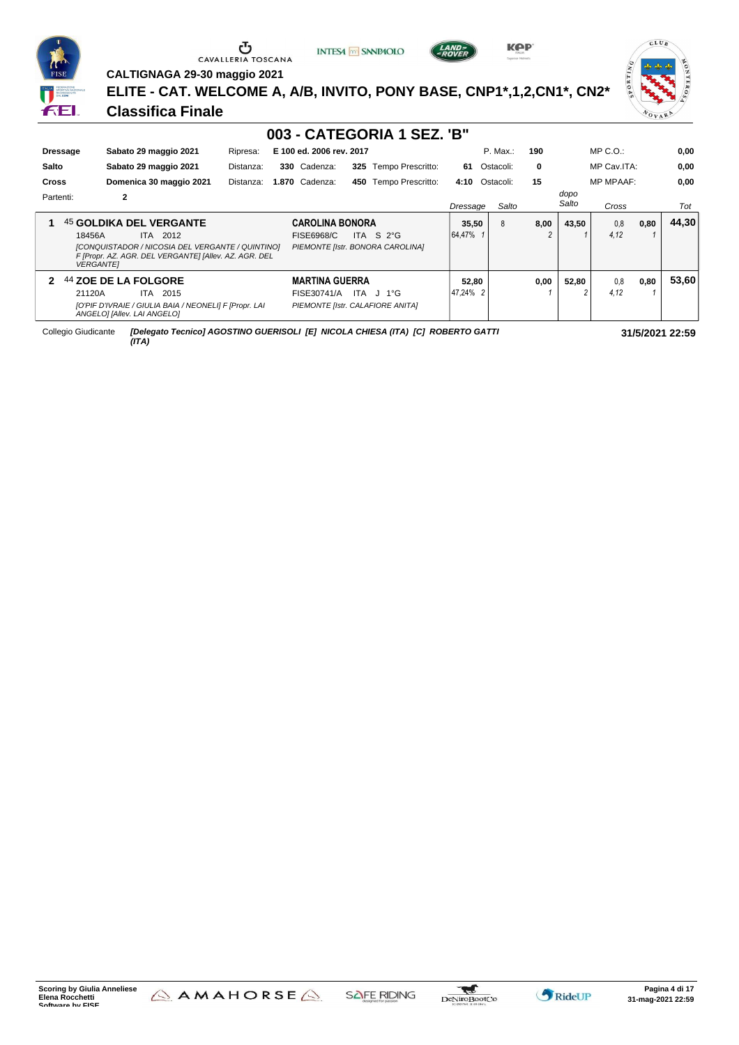CALTIGNAGA 29-30 maggio 2021

# ELITE - CAT. WELCOME A, A/B, INVITO, PONY BASE, CNP1*,1,2,CN1*, CN2*

## Classifica Finale

### 003 - CATEGORIA 1 SEZ. 'B"

| | | | | | | | | |
|---|---|---|---|---|---|---|---|---|
| **Dressage** | **Sabato 29 maggio 2021** | Ripresa: | **E 100 ed. 2006 rev. 2017** | | | P. Max.: | **190** | MP C.O.: **0,00** |
| **Salto** | **Sabato 29 maggio 2021** | Distanza: | **330** Cadenza: | **325** Tempo Prescritto: | **61** | Ostacoli: | **0** | MP Cav.ITA: **0,00** |
| **Cross** | **Domenica 30 maggio 2021** | Distanza: | **1.870** Cadenza: | **450** Tempo Prescritto: | **4:10** | Ostacoli: | **15** | MP MPAAF: **0,00** |
| Partenti: | **2** | | | | | | | |

| | Cavallo | Cavaliere | Dressage | Salto | | dopo Salto | Cross | | Tot |
|---|---|---|---|---|---|---|---|---|---|
| **1** | 45 **GOLDIKA DEL VERGANTE**<br>18456A ITA 2012<br>*[CONQUISTADOR / NICOSIA DEL VERGANTE / QUINTINO] F [Propr. AZ. AGR. DEL VERGANTE] [Allev. AZ. AGR. DEL VERGANTE]* | **CAROLINA BONORA**<br>FISE6968/C ITA S 2°G<br>*PIEMONTE [Istr. BONORA CAROLINA]* | **35,50**<br>64,47% 1 | 8 | **8,00**<br>2 | **43,50**<br>1 | 0,8<br>4,12 | **0,80**<br>1 | **44,30** |
| **2** | 44 **ZOE DE LA FOLGORE**<br>21120A ITA 2015<br>*[O'PIF D'IVRAIE / GIULIA BAIA / NEONELI] F [Propr. LAI ANGELO] [Allev. LAI ANGELO]* | **MARTINA GUERRA**<br>FISE30741/A ITA J 1°G<br>*PIEMONTE [Istr. CALAFIORE ANITA]* | **52,80**<br>47,24% 2 | | **0,00**<br>1 | **52,80**<br>2 | 0,8<br>4,12 | **0,80**<br>1 | **53,60** |

Collegio Giudicante *[Delegato Tecnico] AGOSTINO GUERISOLI [E] NICOLA CHIESA (ITA) [C] ROBERTO GATTI (ITA)*

**31/5/2021 22:59**

Scoring by Giulia Anneliese
Elena Rocchetti
Software by FISE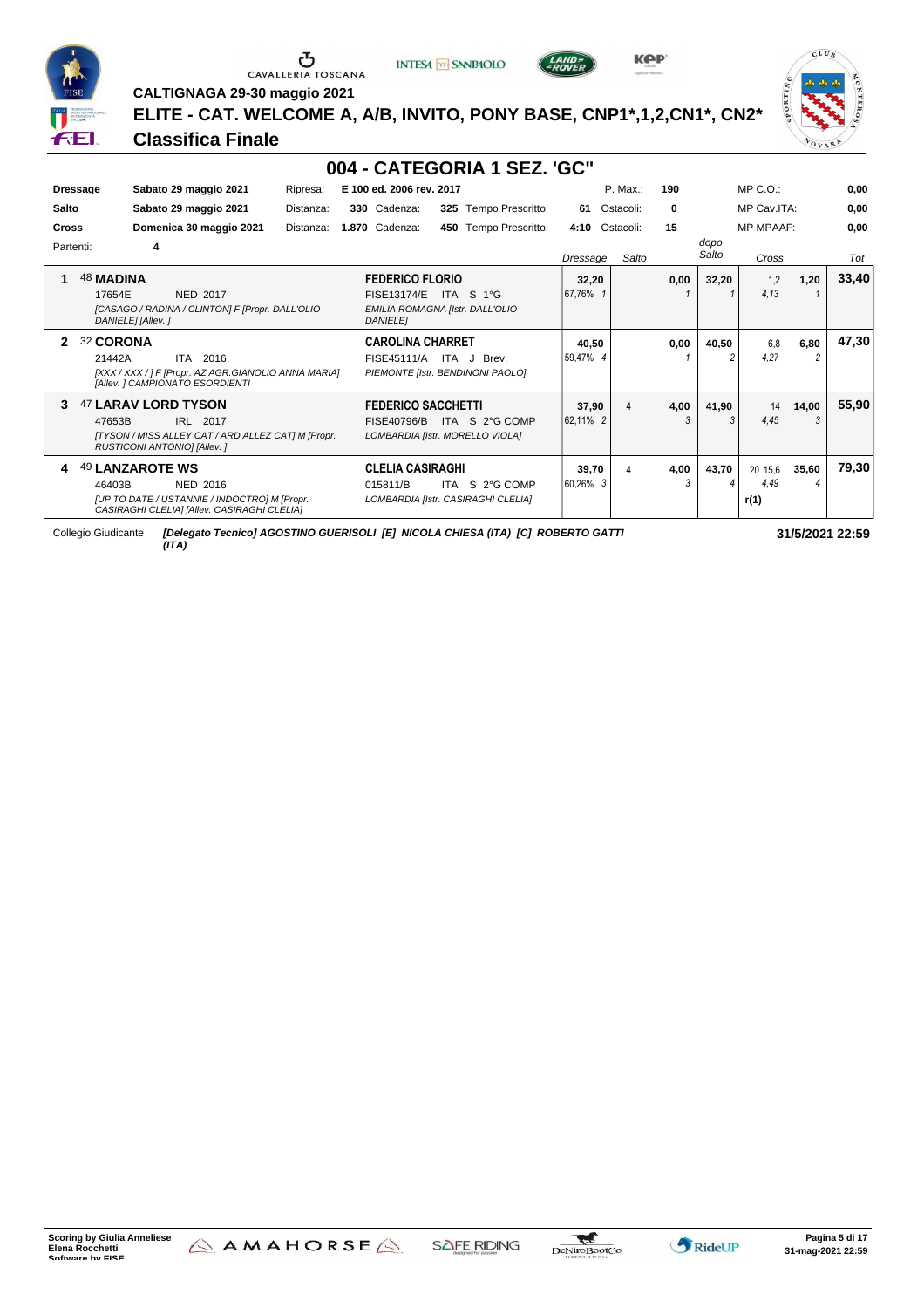CALTIGNAGA 29-30 maggio 2021

# ELITE - CAT. WELCOME A, A/B, INVITO, PONY BASE, CNP1*,1,2,CN1*, CN2*

## Classifica Finale

## 004 - CATEGORIA 1 SEZ. 'GC"

| | | | | | | | | | | | | |
|---|---|---|---|---|---|---|---|---|---|---|---|---|
| **Dressage** | **Sabato 29 maggio 2021** | Ripresa: | **E 100 ed. 2006 rev. 2017** | | | | P. Max.: | **190** | | MP C.O.: | | **0,00** |
| **Salto** | **Sabato 29 maggio 2021** | Distanza: | **330** Cadenza: | **325** Tempo Prescritto: | | **61** | Ostacoli: | **0** | | MP Cav.ITA: | | **0,00** |
| **Cross** | **Domenica 30 maggio 2021** | Distanza: | **1.870** Cadenza: | **450** Tempo Prescritto: | | **4:10** | Ostacoli: | **15** | | MP MPAAF: | | **0,00** |
| Partenti: | **4** | | | | | | | | | | | |

| Pos. | Cavallo | Cavaliere | Dressage | Salto | | dopo Salto | Cross | | Tot |
|---|---|---|---|---|---|---|---|---|---|
| **1** | 48 **MADINA**<br>17654E NED 2017<br>*[CASAGO / RADINA / CLINTON] F [Propr. DALL'OLIO DANIELE] [Allev. ]* | **FEDERICO FLORIO**<br>FISE13174/E ITA S 1°G<br>*EMILIA ROMAGNA [Istr. DALL'OLIO DANIELE]* | **32,20**<br>67,76% 1 | | **0,00**<br>1 | **32,20**<br>1 | 1,2<br>4,13 | **1,20**<br>1 | **33,40** |
| **2** | 32 **CORONA**<br>21442A ITA 2016<br>*[XXX / XXX / ] F [Propr. AZ AGR.GIANOLIO ANNA MARIA] [Allev. ] CAMPIONATO ESORDIENTI* | **CAROLINA CHARRET**<br>FISE45111/A ITA J Brev.<br>*PIEMONTE [Istr. BENDINONI PAOLO]* | **40,50**<br>59,47% 4 | | **0,00**<br>1 | **40,50**<br>2 | 6,8<br>4,27 | **6,80**<br>2 | **47,30** |
| **3** | 47 **LARAV LORD TYSON**<br>47653B IRL 2017<br>*[TYSON / MISS ALLEY CAT / ARD ALLEZ CAT] M [Propr. RUSTICONI ANTONIO] [Allev. ]* | **FEDERICO SACCHETTI**<br>FISE40796/B ITA S 2°G COMP<br>*LOMBARDIA [Istr. MORELLO VIOLA]* | **37,90**<br>62,11% 2 | 4 | **4,00**<br>3 | **41,90**<br>3 | 14<br>4,45 | **14,00**<br>3 | **55,90** |
| **4** | 49 **LANZAROTE WS**<br>46403B NED 2016<br>*[UP TO DATE / USTANNIE / INDOCTRO] M [Propr. CASIRAGHI CELIA] [Allev. CASIRAGHI CELIA]* | **CLELIA CASIRAGHI**<br>015811/B ITA S 2°G COMP<br>*LOMBARDIA [Istr. CASIRAGHI CELIA]* | **39,70**<br>60,26% 3 | 4 | **4,00**<br>3 | **43,70**<br>4 | 20 15,6<br>4,49<br>**r(1)** | **35,60**<br>4 | **79,30** |

Collegio Giudicante ***[Delegato Tecnico] AGOSTINO GUERISOLI [E] NICOLA CHIESA (ITA) [C] ROBERTO GATTI (ITA)*** **31/5/2021 22:59**

**Scoring by Giulia Anneliese Elena Rocchetti Software by FISE**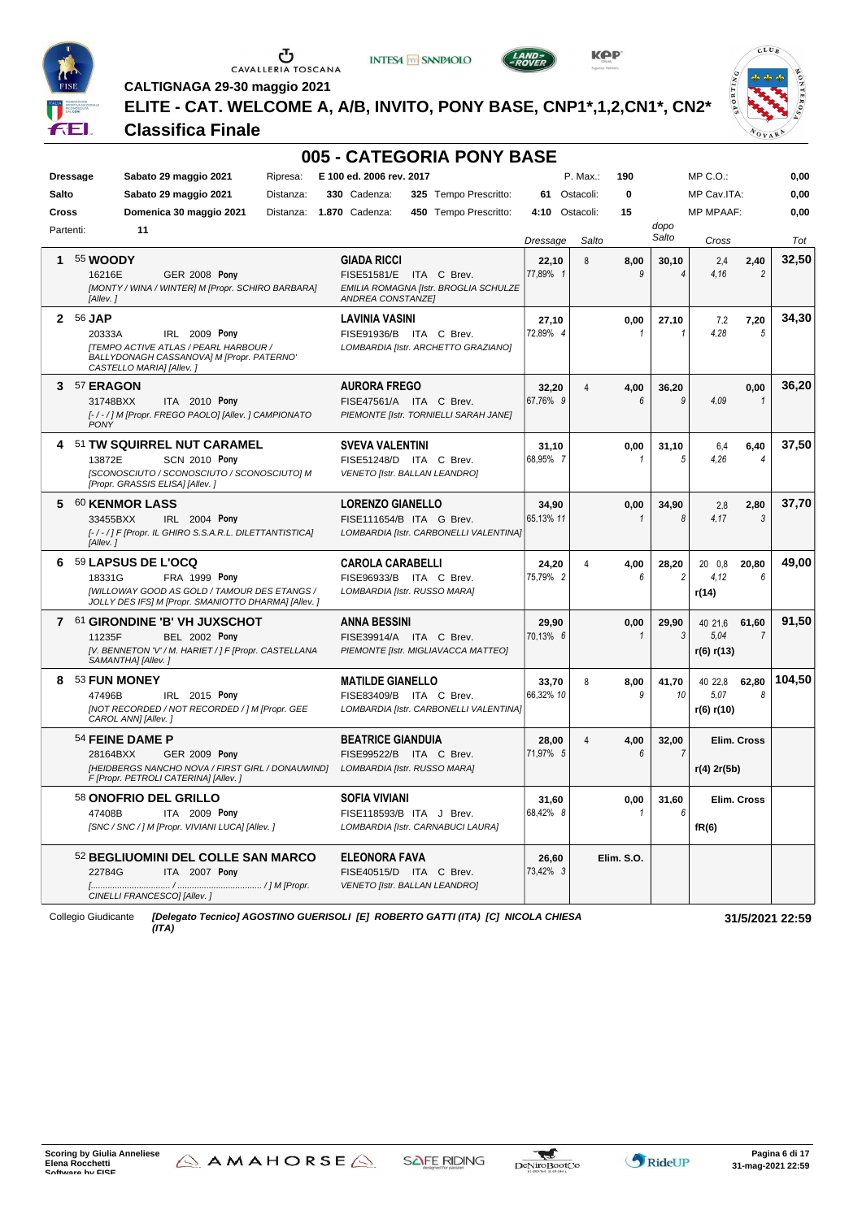CALTIGNAGA 29-30 maggio 2021

# ELITE - CAT. WELCOME A, A/B, INVITO, PONY BASE, CNP1*,1,2,CN1*, CN2*

## Classifica Finale

## 005 - CATEGORIA PONY BASE

| | | | | | | | | |
|---|---|---|---|---|---|---|---|---|
| **Dressage** | Sabato 29 maggio 2021 | Ripresa: | E 100 ed. 2006 rev. 2017 | | | P. Max.: 190 | MP C.O.: | 0,00 |
| **Salto** | Sabato 29 maggio 2021 | Distanza: | 330 Cadenza: | 325 Tempo Prescritto: | 61 | Ostacoli: 0 | MP Cav.ITA: | 0,00 |
| **Cross** | Domenica 30 maggio 2021 | Distanza: | 1.870 Cadenza: | 450 Tempo Prescritto: | 4:10 | Ostacoli: 15 | MP MPAAF: | 0,00 |
| Partenti: | 11 | | | | | | | |

| Pos | Cavallo | Cavaliere | Dressage | Salto | | dopo Salto | Cross | | Tot |
|---|---|---|---|---|---|---|---|---|---|
| 1 | 55 **WOODY**<br>16216E GER 2008 **Pony**<br>*[MONTY / WINA / WINTER] M [Propr. SCHIRO BARBARA] [Allev. ]* | **GIADA RICCI**<br>FISE51581/E ITA C Brev.<br>*EMILIA ROMAGNA [Istr. BROGLIA SCHULZE ANDREA CONSTANZE]* | **22,10**<br>77,89% 1 | 8 | **8,00**<br>9 | **30,10**<br>4 | 2,4<br>4,16 | **2,40**<br>2 | **32,50** |
| 2 | 56 **JAP**<br>20333A IRL 2009 **Pony**<br>*[TEMPO ACTIVE ATLAS / PEARL HARBOUR / BALLYDONAGH CASSANOVA] M [Propr. PATERNO' CASTELLO MARIA] [Allev. ]* | **LAVINIA VASINI**<br>FISE91936/B ITA C Brev.<br>*LOMBARDIA [Istr. ARCHETTO GRAZIANO]* | **27,10**<br>72,89% 4 | | **0,00**<br>1 | **27,10**<br>1 | 7,2<br>4,28 | **7,20**<br>5 | **34,30** |
| 3 | 57 **ERAGON**<br>31748BXX ITA 2010 **Pony**<br>*[- / - / ] M [Propr. FREGO PAOLO] [Allev. ] CAMPIONATO PONY* | **AURORA FREGO**<br>FISE47561/A ITA C Brev.<br>*PIEMONTE [Istr. TORNIELLI SARAH JANE]* | **32,20**<br>67,76% 9 | 4 | **4,00**<br>6 | **36,20**<br>9 | <br>4,09 | **0,00**<br>1 | **36,20** |
| 4 | 51 **TW SQUIRREL NUT CARAMEL**<br>13872E SCN 2010 **Pony**<br>*[SCONOSCIUTO / SCONOSCIUTO / SCONOSCIUTO] M [Propr. GRASSIS ELISA] [Allev. ]* | **SVEVA VALENTINI**<br>FISE51248/D ITA C Brev.<br>*VENETO [Istr. BALLAN LEANDRO]* | **31,10**<br>68,95% 7 | | **0,00**<br>1 | **31,10**<br>5 | 6,4<br>4,26 | **6,40**<br>4 | **37,50** |
| 5 | 60 **KENMOR LASS**<br>33455BXX IRL 2004 **Pony**<br>*[- / - / ] F [Propr. IL GHIRO S.A.S.R.L. DILETTANTISTICA] [Allev. ]* | **LORENZO GIANELLO**<br>FISE111654/B ITA G Brev.<br>*LOMBARDIA [Istr. CARBONELLI VALENTINA]* | **34,90**<br>65,13% 11 | | **0,00**<br>1 | **34,90**<br>8 | 2,8<br>4,17 | **2,80**<br>3 | **37,70** |
| 6 | 59 **LAPSUS DE L'OCQ**<br>18331G FRA 1999 **Pony**<br>*[WILLOWAY GOOD AS GOLD / TAMOUR DES ETANGS / JOLLY DES IFS] M [Propr. SMANIOTTO DHARMA] [Allev. ]* | **CAROLA CARABELLI**<br>FISE96933/B ITA C Brev.<br>*LOMBARDIA [Istr. RUSSO MARA]* | **24,20**<br>75,79% 2 | 4 | **4,00**<br>6 | **28,20**<br>2 | 20 0,8<br>4,12<br>r(14) | **20,80**<br>6 | **49,00** |
| 7 | 61 **GIRONDINE 'B' VH JUXSCHOT**<br>11235F BEL 2002 **Pony**<br>*[V. BENNETON 'V' / M. HARIET / ] F [Propr. CASTELLANA SAMANTHA] [Allev. ]* | **ANNA BESSINI**<br>FISE39914/A ITA C Brev.<br>*PIEMONTE [Istr. MIGLIAVACCA MATTEO]* | **29,90**<br>70,13% 6 | | **0,00**<br>1 | **29,90**<br>3 | 40 21,6<br>5,04<br>r(6) r(13) | **61,60**<br>7 | **91,50** |
| 8 | 53 **FUN MONEY**<br>47496B IRL 2015 **Pony**<br>*[NOT RECORDED / NOT RECORDED / ] M [Propr. GEE CAROL ANN] [Allev. ]* | **MATILDE GIANELLO**<br>FISE83409/B ITA C Brev.<br>*LOMBARDIA [Istr. CARBONELLI VALENTINA]* | **33,70**<br>66,32% 10 | 8 | **8,00**<br>9 | **41,70**<br>10 | 40 22,8<br>5,07<br>r(6) r(10) | **62,80**<br>8 | **104,50** |
| | 54 **FEINE DAME P**<br>28164BXX GER 2009 **Pony**<br>*[HEIDBERGS NANCHO NOVA / FIRST GIRL / DONAUWIND] F [Propr. PETROLI CATERINA] [Allev. ]* | **BEATRICE GIANDUIA**<br>FISE99522/B ITA C Brev.<br>*LOMBARDIA [Istr. RUSSO MARA]* | **28,00**<br>71,97% 5 | 4 | **4,00**<br>6 | **32,00**<br>7 | **Elim. Cross**<br>r(4) 2r(5b) | | |
| | 58 **ONOFRIO DEL GRILLO**<br>47408B ITA 2009 **Pony**<br>*[SNC / SNC / ] M [Propr. VIVIANI LUCA] [Allev. ]* | **SOFIA VIVIANI**<br>FISE118593/B ITA J Brev.<br>*LOMBARDIA [Istr. CARNABUCI LAURA]* | **31,60**<br>68,42% 8 | | **0,00**<br>1 | **31,60**<br>6 | **Elim. Cross**<br>fR(6) | | |
| | 52 **BEGLIUOMINI DEL COLLE SAN MARCO**<br>22784G ITA 2007 **Pony**<br>*[................................ / .................................. / ] M [Propr. CINELLI FRANCESCO] [Allev. ]* | **ELEONORA FAVA**<br>FISE40515/D ITA C Brev.<br>*VENETO [Istr. BALLAN LEANDRO]* | **26,60**<br>73,42% 3 | **Elim. S.O.** | | | | | |

Collegio Giudicante *[Delegato Tecnico] AGOSTINO GUERISOLI [E] ROBERTO GATTI (ITA) [C] NICOLA CHIESA (ITA)*

**31/5/2021 22:59**

Scoring by Giulia Anneliese Elena Rocchetti Software by FISE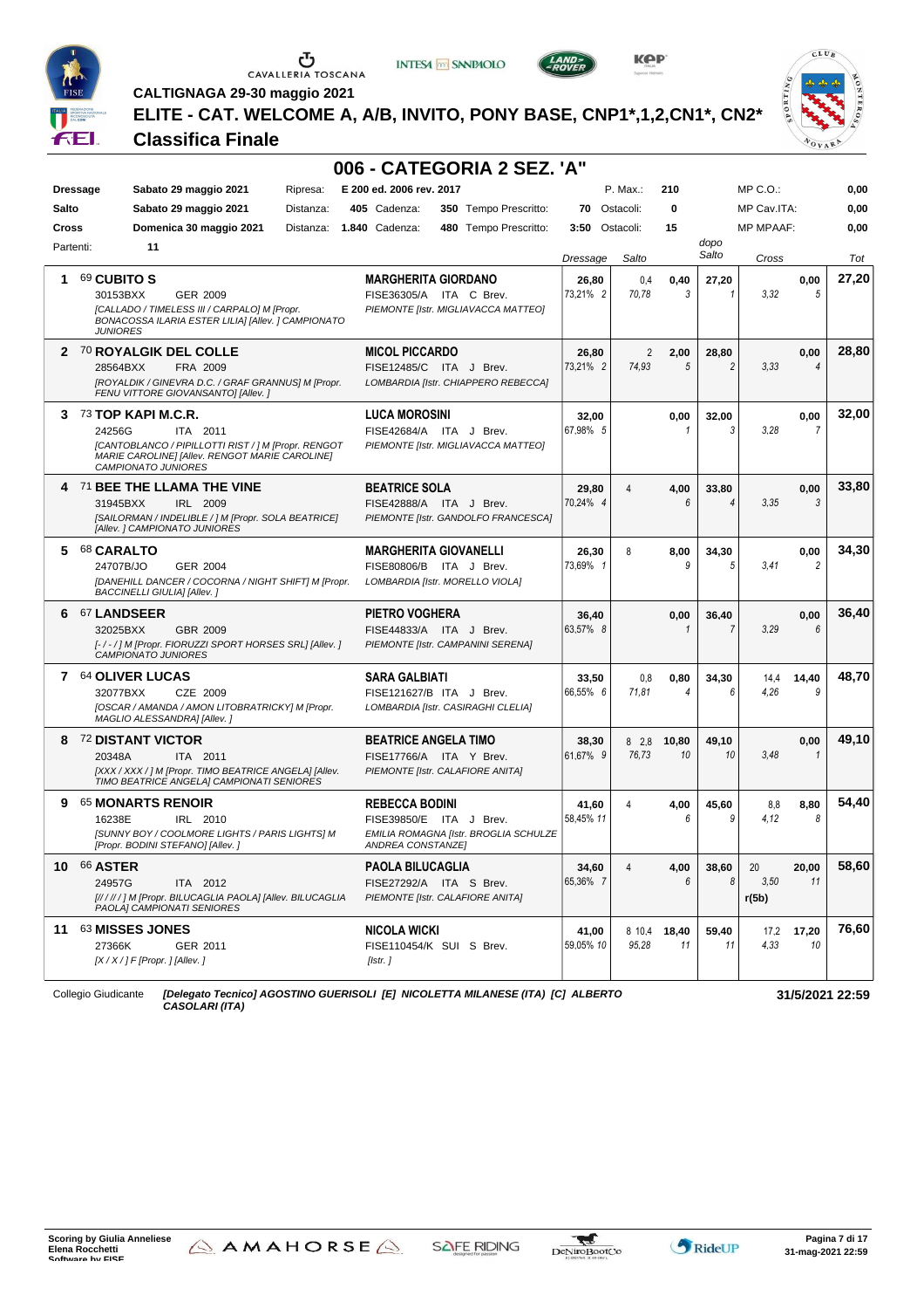CALTIGNAGA 29-30 maggio 2021

# ELITE - CAT. WELCOME A, A/B, INVITO, PONY BASE, CNP1*,1,2,CN1*, CN2*

## Classifica Finale

## 006 - CATEGORIA 2 SEZ. 'A"

| | | | | | | | | | |
|---|---|---|---|---|---|---|---|---|---|
| **Dressage** | Sabato 29 maggio 2021 | Ripresa: | E 200 ed. 2006 rev. 2017 | | | P. Max.: | 210 | MP C.O.: | 0,00 |
| **Salto** | Sabato 29 maggio 2021 | Distanza: | 405 | Cadenza: | 350 | Tempo Prescritto: 70 | Ostacoli: 0 | MP Cav.ITA: | 0,00 |
| **Cross** | Domenica 30 maggio 2021 | Distanza: | 1.840 | Cadenza: | 480 | Tempo Prescritto: 3:50 | Ostacoli: 15 | MP MPAAF: | 0,00 |
| Partenti: | 11 | | | | | | | | |

| Cl. | N. / Cavallo | Cavaliere | Dressage | Salto | | dopo Salto | Cross | | Tot |
|---|---|---|---|---|---|---|---|---|---|
| 1 | 69 **CUBITO S**<br>30153BXX GER 2009<br>*[CALLADO / TIMELESS III / CARPALO] M [Propr. BONACOSSA ILARIA ESTER LILIA] [Allev. ] CAMPIONATO JUNIORES* | **MARGHERITA GIORDANO**<br>FISE36305/A ITA C Brev.<br>*PIEMONTE [Istr. MIGLIAVACCA MATTEO]* | **26,80**<br>73,21% 2 | 0,4<br>70,78 | **0,40**<br>3 | **27,20**<br>1 | 3,32 | **0,00**<br>5 | **27,20** |
| 2 | 70 **ROYALGIK DEL COLLE**<br>28564BXX FRA 2009<br>*[ROYALDIK / GINEVRA D.C. / GRAF GRANNUS] M [Propr. FENU VITTORE GIOVANSANTO] [Allev. ]* | **MICOL PICCARDO**<br>FISE12485/C ITA J Brev.<br>*LOMBARDIA [Istr. CHIAPPERO REBECCA]* | **26,80**<br>73,21% 2 | 2<br>74,93 | **2,00**<br>5 | **28,80**<br>2 | 3,33 | **0,00**<br>4 | **28,80** |
| 3 | 73 **TOP KAPI M.C.R.**<br>24256G ITA 2011<br>*[CANTOBLANCO / PIPILLOTTI RIST / ] M [Propr. RENGOT MARIE CAROLINE] [Allev. RENGOT MARIE CAROLINE] CAMPIONATO JUNIORES* | **LUCA MOROSINI**<br>FISE42684/A ITA J Brev.<br>*PIEMONTE [Istr. MIGLIAVACCA MATTEO]* | **32,00**<br>67,98% 5 | | **0,00**<br>1 | **32,00**<br>3 | 3,28 | **0,00**<br>7 | **32,00** |
| 4 | 71 **BEE THE LLAMA THE VINE**<br>31945BXX IRL 2009<br>*[SAILORMAN / INDELIBLE / ] M [Propr. SOLA BEATRICE] [Allev. ] CAMPIONATO JUNIORES* | **BEATRICE SOLA**<br>FISE42888/A ITA J Brev.<br>*PIEMONTE [Istr. GANDOLFO FRANCESCA]* | **29,80**<br>70,24% 4 | 4 | **4,00**<br>6 | **33,80**<br>4 | 3,35 | **0,00**<br>3 | **33,80** |
| 5 | 68 **CARALTO**<br>24707B/JO GER 2004<br>*[DANEHILL DANCER / COCORNA / NIGHT SHIFT] M [Propr. BACCINELLI GIULIA] [Allev. ]* | **MARGHERITA GIOVANELLI**<br>FISE80806/B ITA J Brev.<br>*LOMBARDIA [Istr. MORELLO VIOLA]* | **26,30**<br>73,69% 1 | 8 | **8,00**<br>9 | **34,30**<br>5 | 3,41 | **0,00**<br>2 | **34,30** |
| 6 | 67 **LANDSEER**<br>32025BXX GBR 2009<br>*[- / - / ] M [Propr. FIORUZZI SPORT HORSES SRL] [Allev. ] CAMPIONATO JUNIORES* | **PIETRO VOGHERA**<br>FISE44833/A ITA J Brev.<br>*PIEMONTE [Istr. CAMPANINI SERENA]* | **36,40**<br>63,57% 8 | | **0,00**<br>1 | **36,40**<br>7 | 3,29 | **0,00**<br>6 | **36,40** |
| 7 | 64 **OLIVER LUCAS**<br>32077BXX CZE 2009<br>*[OSCAR / AMANDA / AMON LITOBRATRICKY] M [Propr. MAGLIO ALESSANDRA] [Allev. ]* | **SARA GALBIATI**<br>FISE121627/B ITA J Brev.<br>*LOMBARDIA [Istr. CASIRAGHI CLELIA]* | **33,50**<br>66,55% 6 | 0,8<br>71,81 | **0,80**<br>4 | **34,30**<br>6 | 14,4<br>4,26 | **14,40**<br>9 | **48,70** |
| 8 | 72 **DISTANT VICTOR**<br>20348A ITA 2011<br>*[XXX / XXX / ] M [Propr. TIMO BEATRICE ANGELA] [Allev. TIMO BEATRICE ANGELA] CAMPIONATI SENIORES* | **BEATRICE ANGELA TIMO**<br>FISE17766/A ITA Y Brev.<br>*PIEMONTE [Istr. CALAFIORE ANITA]* | **38,30**<br>61,67% 9 | 8 2,8<br>76,73 | **10,80**<br>10 | **49,10**<br>10 | 3,48 | **0,00**<br>1 | **49,10** |
| 9 | 65 **MONARTS RENOIR**<br>16238E IRL 2010<br>*[SUNNY BOY / COOLMORE LIGHTS / PARIS LIGHTS] M [Propr. BODINI STEFANO] [Allev. ]* | **REBECCA BODINI**<br>FISE39850/E ITA J Brev.<br>*EMILIA ROMAGNA [Istr. BROGLIA SCHULZE ANDREA CONSTANZE]* | **41,60**<br>58,45% 11 | 4 | **4,00**<br>6 | **45,60**<br>9 | 8,8<br>4,12 | **8,80**<br>8 | **54,40** |
| 10 | 66 **ASTER**<br>24957G ITA 2012<br>*[// / // / ] M [Propr. BILUCAGLIA PAOLA] [Allev. BILUCAGLIA PAOLA] CAMPIONATI SENIORES* | **PAOLA BILUCAGLIA**<br>FISE27292/A ITA S Brev.<br>*PIEMONTE [Istr. CALAFIORE ANITA]* | **34,60**<br>65,36% 7 | 4 | **4,00**<br>6 | **38,60**<br>8 | 20<br>3,50<br>**r(5b)** | **20,00**<br>11 | **58,60** |
| 11 | 63 **MISSES JONES**<br>27366K GER 2011<br>*[X / X / ] F [Propr. ] [Allev. ]* | **NICOLA WICKI**<br>FISE110454/K SUI S Brev.<br>*[Istr. ]* | **41,00**<br>59,05% 10 | 8 10,4<br>95,28 | **18,40**<br>11 | **59,40**<br>11 | 17,2<br>4,33 | **17,20**<br>10 | **76,60** |

Collegio Giudicante *[Delegato Tecnico] AGOSTINO GUERISOLI [E] NICOLETTA MILANESE (ITA) [C] ALBERTO CASOLARI (ITA)*

**31/5/2021 22:59**

Scoring by Giulia Anneliese Elena Rocchetti Software by FISE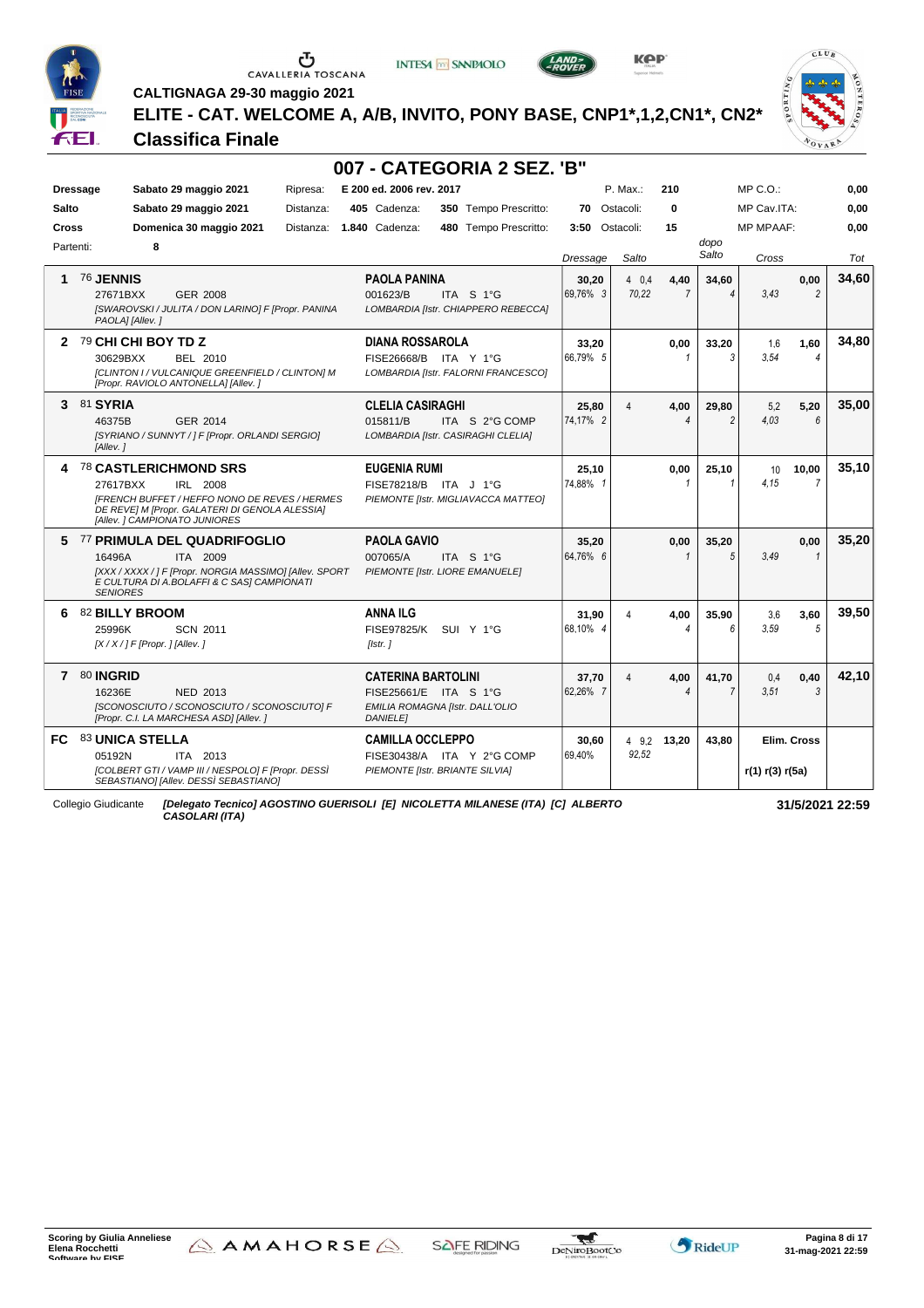CALTIGNAGA 29-30 maggio 2021

# ELITE - CAT. WELCOME A, A/B, INVITO, PONY BASE, CNP1*,1,2,CN1*, CN2*

## Classifica Finale

## 007 - CATEGORIA 2 SEZ. 'B"

| | | | | | | | | | |
|---|---|---|---|---|---|---|---|---|---|
| **Dressage** | Sabato 29 maggio 2021 | Ripresa: | E 200 ed. 2006 rev. 2017 | | P. Max.: | 210 | | MP C.O.: | 0,00 |
| **Salto** | Sabato 29 maggio 2021 | Distanza: | 405 Cadenza: | 350 Tempo Prescritto: | 70 | Ostacoli: | 0 | MP Cav.ITA: | 0,00 |
| **Cross** | Domenica 30 maggio 2021 | Distanza: | 1.840 Cadenza: | 480 Tempo Prescritto: | 3:50 | Ostacoli: | 15 | MP MPAAF: | 0,00 |

Partenti: 8

| Pos | Cavallo | Cavaliere | Dressage | Salto | | dopo Salto | Cross | | Tot |
|---|---|---|---|---|---|---|---|---|---|
| 1 | 76 **JENNIS** 27671BXX GER 2008 *[SWAROVSKI / JULITA / DON LARINO] F [Propr. PANINA PAOLA] [Allev. ]* | **PAOLA PANINA** 001623/B ITA S 1°G *LOMBARDIA [Istr. CHIAPPERO REBECCA]* | **30,20** 69,76% 3 | 4 0,4 70,22 | **4,40** 7 | **34,60** 4 | 3,43 | **0,00** 2 | **34,60** |
| 2 | 79 **CHI CHI BOY TD Z** 30629BXX BEL 2010 *[CLINTON I / VULCANIQUE GREENFIELD / CLINTON] M [Propr. RAVIOLO ANTONELLA] [Allev. ]* | **DIANA ROSSAROLA** FISE26668/B ITA Y 1°G *LOMBARDIA [Istr. FALORNI FRANCESCO]* | **33,20** 66,79% 5 | | **0,00** 1 | **33,20** 3 | 1,6 3,54 | **1,60** 4 | **34,80** |
| 3 | 81 **SYRIA** 46375B GER 2014 *[SYRIANO / SUNNYT / ] F [Propr. ORLANDI SERGIO] [Allev. ]* | **CLELIA CASIRAGHI** 015811/B ITA S 2°G COMP *LOMBARDIA [Istr. CASIRAGHI CLELIA]* | **25,80** 74,17% 2 | 4 | **4,00** 4 | **29,80** 2 | 5,2 4,03 | **5,20** 6 | **35,00** |
| 4 | 78 **CASTLERICHMOND SRS** 27617BXX IRL 2008 *[FRENCH BUFFET / HEFFO NONO DE REVES / HERMES DE REVE] M [Propr. GALATERI DI GENOLA ALESSIA] [Allev. ] CAMPIONATO JUNIORES* | **EUGENIA RUMI** FISE78218/B ITA J 1°G *PIEMONTE [Istr. MIGLIAVACCA MATTEO]* | **25,10** 74,88% 1 | | **0,00** 1 | **25,10** 1 | 10 4,15 | **10,00** 7 | **35,10** |
| 5 | 77 **PRIMULA DEL QUADRIFOGLIO** 16496A ITA 2009 *[XXX / XXXX / ] F [Propr. NORGIA MASSIMO] [Allev. SPORT E CULTURA DI A.BOLAFFI & C SAS] CAMPIONATI SENIORES* | **PAOLA GAVIO** 007065/A ITA S 1°G *PIEMONTE [Istr. LIORE EMANUELE]* | **35,20** 64,76% 6 | | **0,00** 1 | **35,20** 5 | 3,49 | **0,00** 1 | **35,20** |
| 6 | 82 **BILLY BROOM** 25996K SCN 2011 *[X / X / ] F [Propr. ] [Allev. ]* | **ANNA ILG** FISE97825/K SUI Y 1°G *[Istr. ]* | **31,90** 68,10% 4 | 4 | **4,00** 4 | **35,90** 6 | 3,6 3,59 | **3,60** 5 | **39,50** |
| 7 | 80 **INGRID** 16236E NED 2013 *[SCONOSCIUTO / SCONOSCIUTO / SCONOSCIUTO] F [Propr. C.I. LA MARCHESA ASD] [Allev. ]* | **CATERINA BARTOLINI** FISE25661/E ITA S 1°G *EMILIA ROMAGNA [Istr. DALL'OLIO DANIELE]* | **37,70** 62,26% 7 | 4 | **4,00** 4 | **41,70** 7 | 0,4 3,51 | **0,40** 3 | **42,10** |
| FC | 83 **UNICA STELLA** 05192N ITA 2013 *[COLBERT GTI / VAMP III / NESPOLO] F [Propr. DESSÌ SEBASTIANO] [Allev. DESSÌ SEBASTIANO]* | **CAMILLA OCCLEPPO** FISE30438/A ITA Y 2°G COMP *PIEMONTE [Istr. BRIANTE SILVIA]* | **30,60** 69,40% | 4 9,2 92,52 | **13,20** | **43,80** | **Elim. Cross** r(1) r(3) r(5a) | | |

Collegio Giudicante *[Delegato Tecnico] AGOSTINO GUERISOLI [E] NICOLETTA MILANESE (ITA) [C] ALBERTO CASOLARI (ITA)*

**31/5/2021 22:59**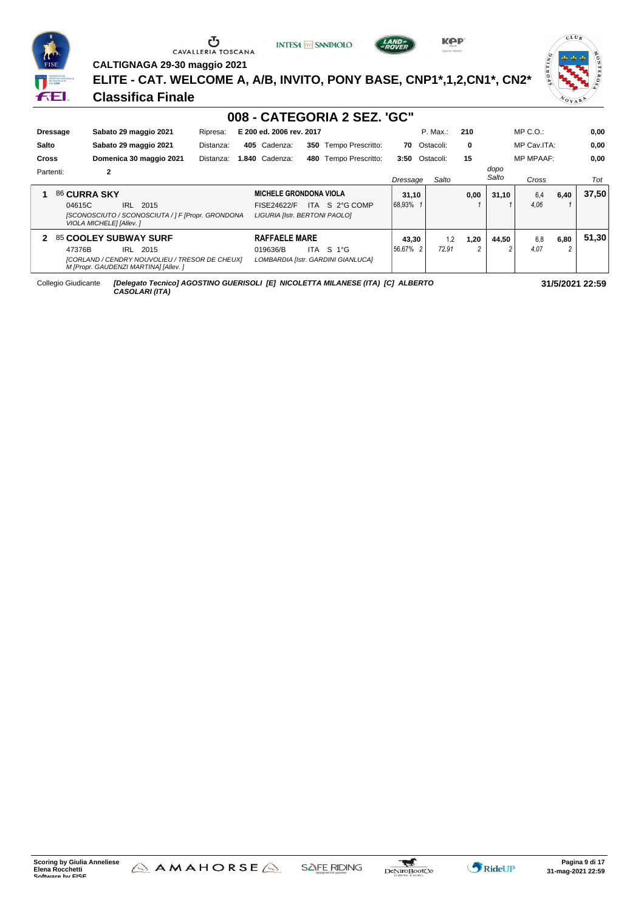CALTIGNAGA 29-30 maggio 2021

# ELITE - CAT. WELCOME A, A/B, INVITO, PONY BASE, CNP1*,1,2,CN1*, CN2*

## Classifica Finale

### 008 - CATEGORIA 2 SEZ. 'GC"

| | | | | | | | | | |
|---|---|---|---|---|---|---|---|---|---|
| **Dressage** | **Sabato 29 maggio 2021** | Ripresa: | **E 200 ed. 2006 rev. 2017** | | | P. Max.: | **210** | MP C.O.: | **0,00** |
| **Salto** | **Sabato 29 maggio 2021** | Distanza: | **405** Cadenza: | **350** Tempo Prescritto: | **70** | Ostacoli: | **0** | MP Cav.ITA: | **0,00** |
| **Cross** | **Domenica 30 maggio 2021** | Distanza: | **1.840** Cadenza: | **480** Tempo Prescritto: | **3:50** | Ostacoli: | **15** | MP MPAAF: | **0,00** |
| Partenti: | **2** | | | | | | | | |

| Pos | Cavallo | Cavaliere | Dressage | Salto | | dopo Salto | Cross | | Tot |
|---|---|---|---|---|---|---|---|---|---|
| **1** | 86 **CURRA SKY** 04615C IRL 2015 *[SCONOSCIUTO / SCONOSCIUTA / ] F [Propr. GRONDONA VIOLA MICHELE] [Allev. ]* | **MICHELE GRONDONA VIOLA** FISE24622/F ITA S 2°G COMP *LIGURIA [Istr. BERTONI PAOLO]* | **31,10** 68,93% 1 | | **0,00** 1 | **31,10** 1 | 6,4 4,06 | **6,40** 1 | **37,50** |
| **2** | 85 **COOLEY SUBWAY SURF** 47376B IRL 2015 *[CORLAND / CENDRY NOUVOLIEU / TRESOR DE CHEUX] M [Propr. GAUDENZI MARTINA] [Allev. ]* | **RAFFAELE MARE** 019636/B ITA S 1°G *LOMBARDIA [Istr. GARDINI GIANLUCA]* | **43,30** 56,67% 2 | 1,2 72,91 | **1,20** 2 | **44,50** 2 | 6,8 4,07 | **6,80** 2 | **51,30** |

Collegio Giudicante *[Delegato Tecnico] AGOSTINO GUERISOLI [E] NICOLETTA MILANESE (ITA) [C] ALBERTO CASOLARI (ITA)* **31/5/2021 22:59**

Scoring by Giulia Anneliese
Elena Rocchetti
Software by FISE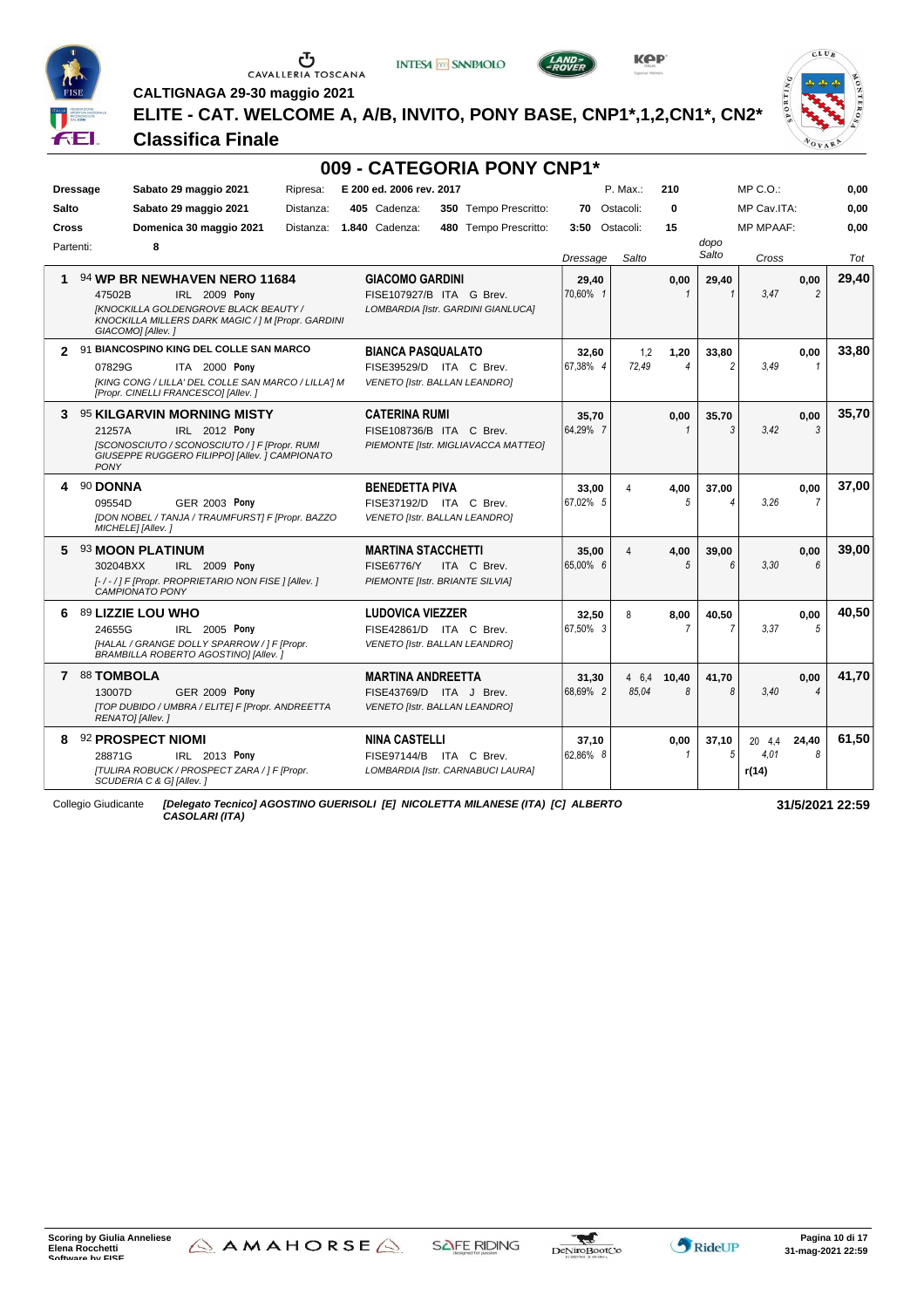CALTIGNAGA 29-30 maggio 2021

# ELITE - CAT. WELCOME A, A/B, INVITO, PONY BASE, CNP1*,1,2,CN1*, CN2*

## Classifica Finale

## 009 - CATEGORIA PONY CNP1*

| | | | | | | | | | | |
|---|---|---|---|---|---|---|---|---|---|---|
| Dressage | Sabato 29 maggio 2021 | Ripresa: | E 200 ed. 2006 rev. 2017 | | | P. Max.: | 210 | | MP C.O.: | 0,00 |
| Salto | Sabato 29 maggio 2021 | Distanza: | 405 Cadenza: | 350 Tempo Prescritto: | 70 | Ostacoli: | 0 | | MP Cav.ITA: | 0,00 |
| Cross | Domenica 30 maggio 2021 | Distanza: | 1.840 Cadenza: | 480 Tempo Prescritto: | 3:50 | Ostacoli: | 15 | | MP MPAAF: | 0,00 |
| Partenti: | 8 | | | | | | | | | |

| Pos | Cavallo | Cavaliere | Dressage | Salto | | dopo Salto | Cross | | Tot |
|---|---|---|---|---|---|---|---|---|---|
| 1 | 94 **WP BR NEWHAVEN NERO 11684**<br>47502B IRL 2009 **Pony**<br>*[KNOCKILLA GOLDENGROVE BLACK BEAUTY / KNOCKILLA MILLERS DARK MAGIC / ] M [Propr. GARDINI GIACOMO] [Allev. ]* | **GIACOMO GARDINI**<br>FISE107927/B ITA G Brev.<br>*LOMBARDIA [Istr. GARDINI GIANLUCA]* | **29,40**<br>70,60% 1 | | **0,00**<br>1 | **29,40**<br>1 | 3,47 | **0,00**<br>2 | **29,40** |
| 2 | 91 **BIANCOSPINO KING DEL COLLE SAN MARCO**<br>07829G ITA 2000 **Pony**<br>*[KING CONG / LILLA' DEL COLLE SAN MARCO / LILLA'] M [Propr. CINELLI FRANCESCO] [Allev. ]* | **BIANCA PASQUALATO**<br>FISE39529/D ITA C Brev.<br>*VENETO [Istr. BALLAN LEANDRO]* | **32,60**<br>67,38% 4 | 1,2<br>72,49 | **1,20**<br>4 | **33,80**<br>2 | 3,49 | **0,00**<br>1 | **33,80** |
| 3 | 95 **KILGARVIN MORNING MISTY**<br>21257A IRL 2012 **Pony**<br>*[SCONOSCIUTO / SCONOSCIUTO / ] F [Propr. RUMI GIUSEPPE RUGGERO FILIPPO] [Allev. ] CAMPIONATO PONY* | **CATERINA RUMI**<br>FISE108736/B ITA C Brev.<br>*PIEMONTE [Istr. MIGLIAVACCA MATTEO]* | **35,70**<br>64,29% 7 | | **0,00**<br>1 | **35,70**<br>3 | 3,42 | **0,00**<br>3 | **35,70** |
| 4 | 90 **DONNA**<br>09554D GER 2003 **Pony**<br>*[DON NOBEL / TANJA / TRAUMFURST] F [Propr. BAZZO MICHELE] [Allev. ]* | **BENEDETTA PIVA**<br>FISE37192/D ITA C Brev.<br>*VENETO [Istr. BALLAN LEANDRO]* | **33,00**<br>67,02% 5 | 4 | **4,00**<br>5 | **37,00**<br>4 | 3,26 | **0,00**<br>7 | **37,00** |
| 5 | 93 **MOON PLATINUM**<br>30204BXX IRL 2009 **Pony**<br>*[- / - / ] F [Propr. PROPRIETARIO NON FISE ] [Allev. ] CAMPIONATO PONY* | **MARTINA STACCHETTI**<br>FISE6776/Y ITA C Brev.<br>*PIEMONTE [Istr. BRIANTE SILVIA]* | **35,00**<br>65,00% 6 | 4 | **4,00**<br>5 | **39,00**<br>6 | 3,30 | **0,00**<br>6 | **39,00** |
| 6 | 89 **LIZZIE LOU WHO**<br>24655G IRL 2005 **Pony**<br>*[HALAL / GRANGE DOLLY SPARROW / ] F [Propr. BRAMBILLA ROBERTO AGOSTINO] [Allev. ]* | **LUDOVICA VIEZZER**<br>FISE42861/D ITA C Brev.<br>*VENETO [Istr. BALLAN LEANDRO]* | **32,50**<br>67,50% 3 | 8 | **8,00**<br>7 | **40,50**<br>7 | 3,37 | **0,00**<br>5 | **40,50** |
| 7 | 88 **TOMBOLA**<br>13007D GER 2009 **Pony**<br>*[TOP DUBIDO / UMBRA / ELITE] F [Propr. ANDREETTA RENATO] [Allev. ]* | **MARTINA ANDREETTA**<br>FISE43769/D ITA J Brev.<br>*VENETO [Istr. BALLAN LEANDRO]* | **31,30**<br>68,69% 2 | 4 6,4<br>85,04 | **10,40**<br>8 | **41,70**<br>8 | 3,40 | **0,00**<br>4 | **41,70** |
| 8 | 92 **PROSPECT NIOMI**<br>28871G IRL 2013 **Pony**<br>*[TULIRA ROBUCK / PROSPECT ZARA / ] F [Propr. SCUDERIA C & G] [Allev. ]* | **NINA CASTELLI**<br>FISE97144/B ITA C Brev.<br>*LOMBARDIA [Istr. CARNABUCI LAURA]* | **37,10**<br>62,86% 8 | | **0,00**<br>1 | **37,10**<br>5 | 20 4,4<br>4,01<br>r(14) | **24,40**<br>8 | **61,50** |

Collegio Giudicante *[Delegato Tecnico] AGOSTINO GUERISOLI [E] NICOLETTA MILANESE (ITA) [C] ALBERTO CASOLARI (ITA)*

**31/5/2021 22:59**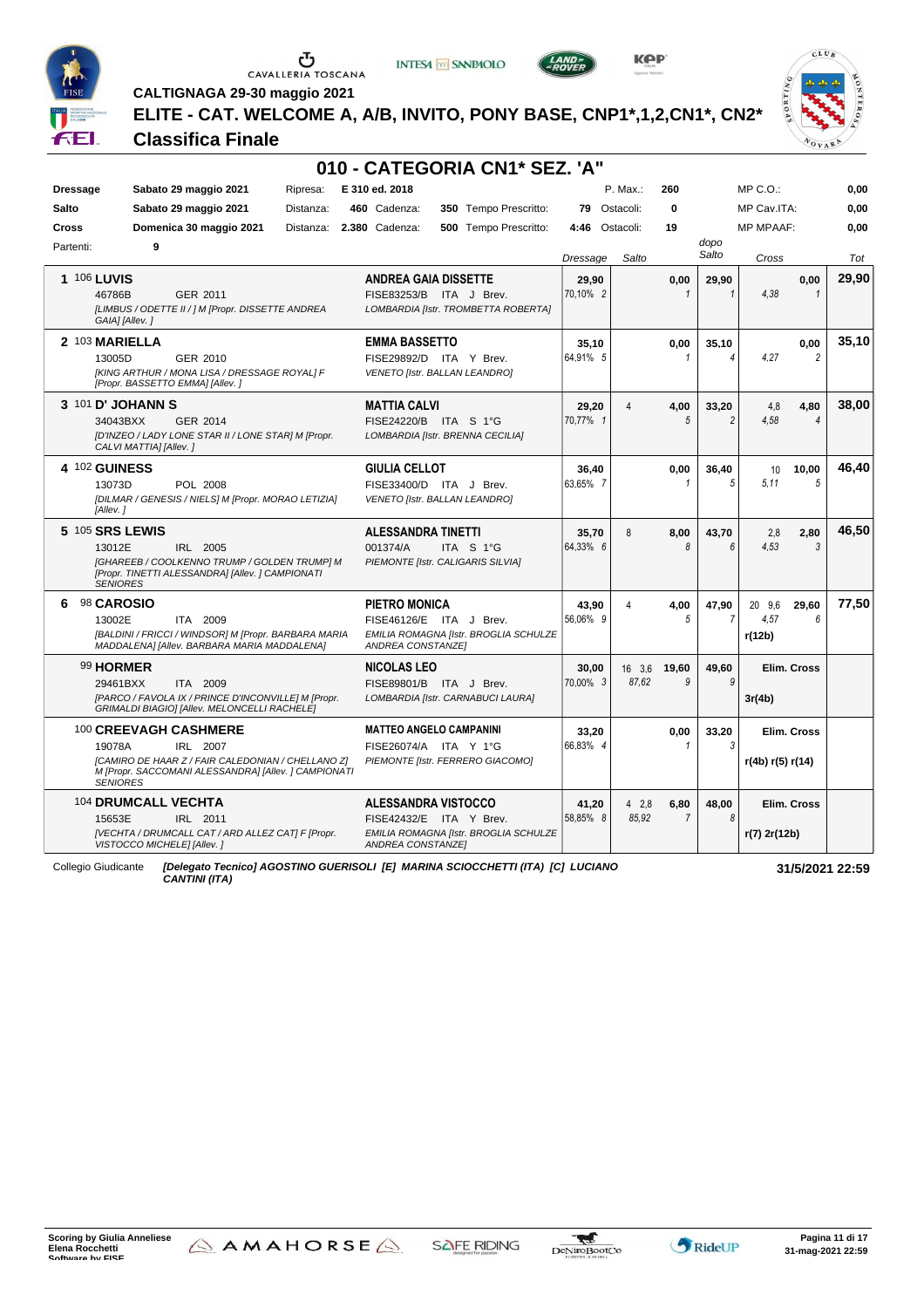CALTIGNAGA 29-30 maggio 2021

# ELITE - CAT. WELCOME A, A/B, INVITO, PONY BASE, CNP1*,1,2,CN1*, CN2*

## Classifica Finale

### 010 - CATEGORIA CN1* SEZ. 'A'

| | | | | | | | | | |
|---|---|---|---|---|---|---|---|---|---|
| **Dressage** | **Sabato 29 maggio 2021** | Ripresa: | **E 310 ed. 2018** | | | P. Max.: | **260** | MP C.O.: | **0,00** |
| **Salto** | **Sabato 29 maggio 2021** | Distanza: | **460** Cadenza: | **350** Tempo Prescritto: | **79** | Ostacoli: | **0** | MP Cav.ITA: | **0,00** |
| **Cross** | **Domenica 30 maggio 2021** | Distanza: | **2.380** Cadenza: | **500** Tempo Prescritto: | **4:46** | Ostacoli: | **19** | MP MPAAF: | **0,00** |

Partenti: **9**

| Cl. | Cavallo | Cavaliere | Dressage | Salto | | dopo Salto | Cross | | Tot |
|---|---|---|---|---|---|---|---|---|---|
| **1** | 106 **LUVIS** 46786B GER 2011 *[LIMBUS / ODETTE II / ] M [Propr. DISSETTE ANDREA GAIA] [Allev. ]* | **ANDREA GAIA DISSETTE** FISE83253/B ITA J Brev. *LOMBARDIA [Istr. TROMBETTA ROBERTA]* | **29,90** 70,10% 2 | | **0,00** *1* | **29,90** *1* | *4,38* | **0,00** *1* | **29,90** |
| **2** | 103 **MARIELLA** 13005D GER 2010 *[KING ARTHUR / MONA LISA / DRESSAGE ROYAL] F [Propr. BASSETTO EMMA] [Allev. ]* | **EMMA BASSETTO** FISE29892/D ITA Y Brev. *VENETO [Istr. BALLAN LEANDRO]* | **35,10** 64,91% 5 | | **0,00** *1* | **35,10** *4* | *4,27* | **0,00** *2* | **35,10** |
| **3** | 101 **D' JOHANN S** 34043BXX GER 2014 *[D'INZEO / LADY LONE STAR II / LONE STAR] M [Propr. CALVI MATTIA] [Allev. ]* | **MATTIA CALVI** FISE24220/B ITA S 1°G *LOMBARDIA [Istr. BRENNA CECILIA]* | **29,20** 70,77% 1 | 4 | **4,00** *5* | **33,20** *2* | 4,8 *4,58* | **4,80** *4* | **38,00** |
| **4** | 102 **GUINESS** 13073D POL 2008 *[DILMAR / GENESIS / NIELS] M [Propr. MORAO LETIZIA] [Allev. ]* | **GIULIA CELLOT** FISE33400/D ITA J Brev. *VENETO [Istr. BALLAN LEANDRO]* | **36,40** 63,65% 7 | | **0,00** *1* | **36,40** *5* | 10 *5,11* | **10,00** *5* | **46,40** |
| **5** | 105 **SRS LEWIS** 13012E IRL 2005 *[GHAREEB / COOLKENNO TRUMP / GOLDEN TRUMP] M [Propr. TINETTI ALESSANDRA] [Allev. ] CAMPIONATI SENIORES* | **ALESSANDRA TINETTI** 001374/A ITA S 1°G *PIEMONTE [Istr. CALIGARIS SILVIA]* | **35,70** 64,33% 6 | 8 | **8,00** *8* | **43,70** *6* | 2,8 *4,53* | **2,80** *3* | **46,50** |
| **6** | 98 **CAROSIO** 13002E ITA 2009 *[BALDINI / FRICCI / WINDSOR] M [Propr. BARBARA MARIA MADDALENA] [Allev. BARBARA MARIA MADDALENA]* | **PIETRO MONICA** FISE46126/E ITA J Brev. *EMILIA ROMAGNA [Istr. BROGLIA SCHULZE ANDREA CONSTANZE]* | **43,90** 56,06% 9 | 4 | **4,00** *5* | **47,90** *7* | 20 9,6 *4,57* **r(12b)** | **29,60** *6* | **77,50** |
| | 99 **HORMER** 29461BXX ITA 2009 *[PARCO / FAVOLA IX / PRINCE D'INCONVILLE] M [Propr. GRIMALDI BIAGIO] [Allev. MELONCELLI RACHELE]* | **NICOLAS LEO** FISE89801/B ITA J Brev. *LOMBARDIA [Istr. CARNABUCI LAURA]* | **30,00** 70,00% 3 | 16 3,6 *87,62* | **19,60** *9* | **49,60** *9* | **Elim. Cross** **3r(4b)** | | |
| | 100 **CREEVAGH CASHMERE** 19078A IRL 2007 *[CAMIRO DE HAAR Z / FAIR CALEDONIAN / CHELLANO Z] M [Propr. SACCOMANI ALESSANDRA] [Allev. ] CAMPIONATI SENIORES* | **MATTEO ANGELO CAMPANINI** FISE26074/A ITA Y 1°G *PIEMONTE [Istr. FERRERO GIACOMO]* | **33,20** 66,83% 4 | | **0,00** *1* | **33,20** *3* | **Elim. Cross** **r(4b) r(5) r(14)** | | |
| | 104 **DRUMCALL VECHTA** 15653E IRL 2011 *[VECHTA / DRUMCALL CAT / ARD ALLEZ CAT] F [Propr. VISTOCCO MICHELE] [Allev. ]* | **ALESSANDRA VISTOCCO** FISE42432/E ITA Y Brev. *EMILIA ROMAGNA [Istr. BROGLIA SCHULZE ANDREA CONSTANZE]* | **41,20** 58,85% 8 | 4 2,8 *85,92* | **6,80** *7* | **48,00** *8* | **Elim. Cross** **r(7) 2r(12b)** | | |

Collegio Giudicante *[Delegato Tecnico] AGOSTINO GUERISOLI [E] MARINA SCIOCCHETTI (ITA) [C] LUCIANO CANTINI (ITA)*

**31/5/2021 22:59**

Scoring by Giulia Anneliese Elena Rocchetti Software by FISE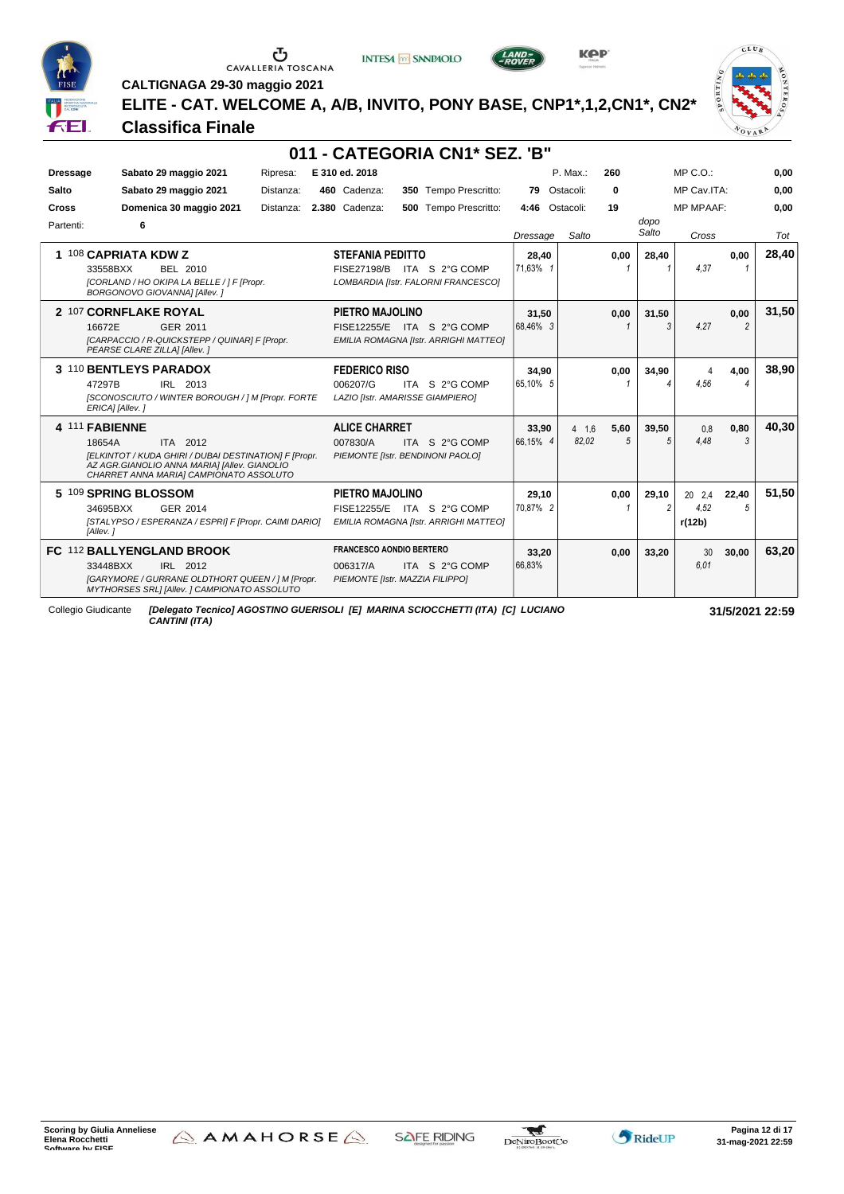CALTIGNAGA 29-30 maggio 2021

# ELITE - CAT. WELCOME A, A/B, INVITO, PONY BASE, CNP1*,1,2,CN1*, CN2*

## Classifica Finale

## 011 - CATEGORIA CN1* SEZ. 'B"

| | | | | | | | | |
|---|---|---|---|---|---|---|---|---|
| **Dressage** | Sabato 29 maggio 2021 | Ripresa: | E 310 ed. 2018 | | P. Max.: | 260 | MP C.O.: | 0,00 |
| **Salto** | Sabato 29 maggio 2021 | Distanza: | 460 Cadenza: | 350 Tempo Prescritto: | 79 Ostacoli: | 0 | MP Cav.ITA: | 0,00 |
| **Cross** | Domenica 30 maggio 2021 | Distanza: | 2.380 Cadenza: | 500 Tempo Prescritto: | 4:46 Ostacoli: | 19 | MP MPAAF: | 0,00 |
| Partenti: | 6 | | | | | | | |

| Pos. | Cavallo | Cavaliere | Dressage | Salto | | dopo Salto | Cross | | Tot |
|---|---|---|---|---|---|---|---|---|---|
| 1 | 108 **CAPRIATA KDW Z** 33558BXX BEL 2010 *[CORLAND / HO OKIPA LA BELLE / ] F [Propr. BORGONOVO GIOVANNA] [Allev. ]* | **STEFANIA PEDITTO** FISE27198/B ITA S 2°G COMP *LOMBARDIA [Istr. FALORNI FRANCESCO]* | 28,40 71,63% 1 | | 0,00 1 | 28,40 1 | 4,37 | 0,00 1 | 28,40 |
| 2 | 107 **CORNFLAKE ROYAL** 16672E GER 2011 *[CARPACCIO / R-QUICKSTEPP / QUINAR] F [Propr. PEARSE CLARE ZILLA] [Allev. ]* | **PIETRO MAJOLINO** FISE12255/E ITA S 2°G COMP *EMILIA ROMAGNA [Istr. ARRIGHI MATTEO]* | 31,50 68,46% 3 | | 0,00 1 | 31,50 3 | 4,27 | 0,00 2 | 31,50 |
| 3 | 110 **BENTLEYS PARADOX** 47297B IRL 2013 *[SCONOSCIUTO / WINTER BOROUGH / ] M [Propr. FORTE ERICA] [Allev. ]* | **FEDERICO RISO** 006207/G ITA S 2°G COMP *LAZIO [Istr. AMARISSE GIAMPIERO]* | 34,90 65,10% 5 | | 0,00 1 | 34,90 4 | 4 4,56 | 4,00 4 | 38,90 |
| 4 | 111 **FABIENNE** 18654A ITA 2012 *[ELKINTOT / KUDA GHIRI / DUBAI DESTINATION] F [Propr. AZ AGR.GIANOLIO ANNA MARIA] [Allev. GIANOLIO CHARRET ANNA MARIA] CAMPIONATO ASSOLUTO* | **ALICE CHARRET** 007830/A ITA S 2°G COMP *PIEMONTE [Istr. BENDINONI PAOLO]* | 33,90 66,15% 4 | 4 1,6 82,02 | 5,60 5 | 39,50 5 | 0,8 4,48 | 0,80 3 | 40,30 |
| 5 | 109 **SPRING BLOSSOM** 34695BXX GER 2014 *[STALYPSO / ESPERANZA / ESPRI] F [Propr. CAIMI DARIO] [Allev. ]* | **PIETRO MAJOLINO** FISE12255/E ITA S 2°G COMP *EMILIA ROMAGNA [Istr. ARRIGHI MATTEO]* | 29,10 70,87% 2 | | 0,00 1 | 29,10 2 | 20 2,4 4,52 r(12b) | 22,40 5 | 51,50 |
| FC | 112 **BALLYENGLAND BROOK** 33448BXX IRL 2012 *[GARYMORE / GURRANE OLDTHORT QUEEN / ] M [Propr. MYTHORSES SRL] [Allev. ] CAMPIONATO ASSOLUTO* | **FRANCESCO AONDIO BERTERO** 006317/A ITA S 2°G COMP *PIEMONTE [Istr. MAZZIA FILIPPO]* | 33,20 66,83% | | 0,00 | 33,20 | 30 6,01 | 30,00 | 63,20 |

Collegio Giudicante *[Delegato Tecnico] AGOSTINO GUERISOLI [E] MARINA SCIOCCHETTI (ITA) [C] LUCIANO CANTINI (ITA)*

**31/5/2021 22:59**

Scoring by Giulia Anneliese
Elena Rocchetti
Software by FISE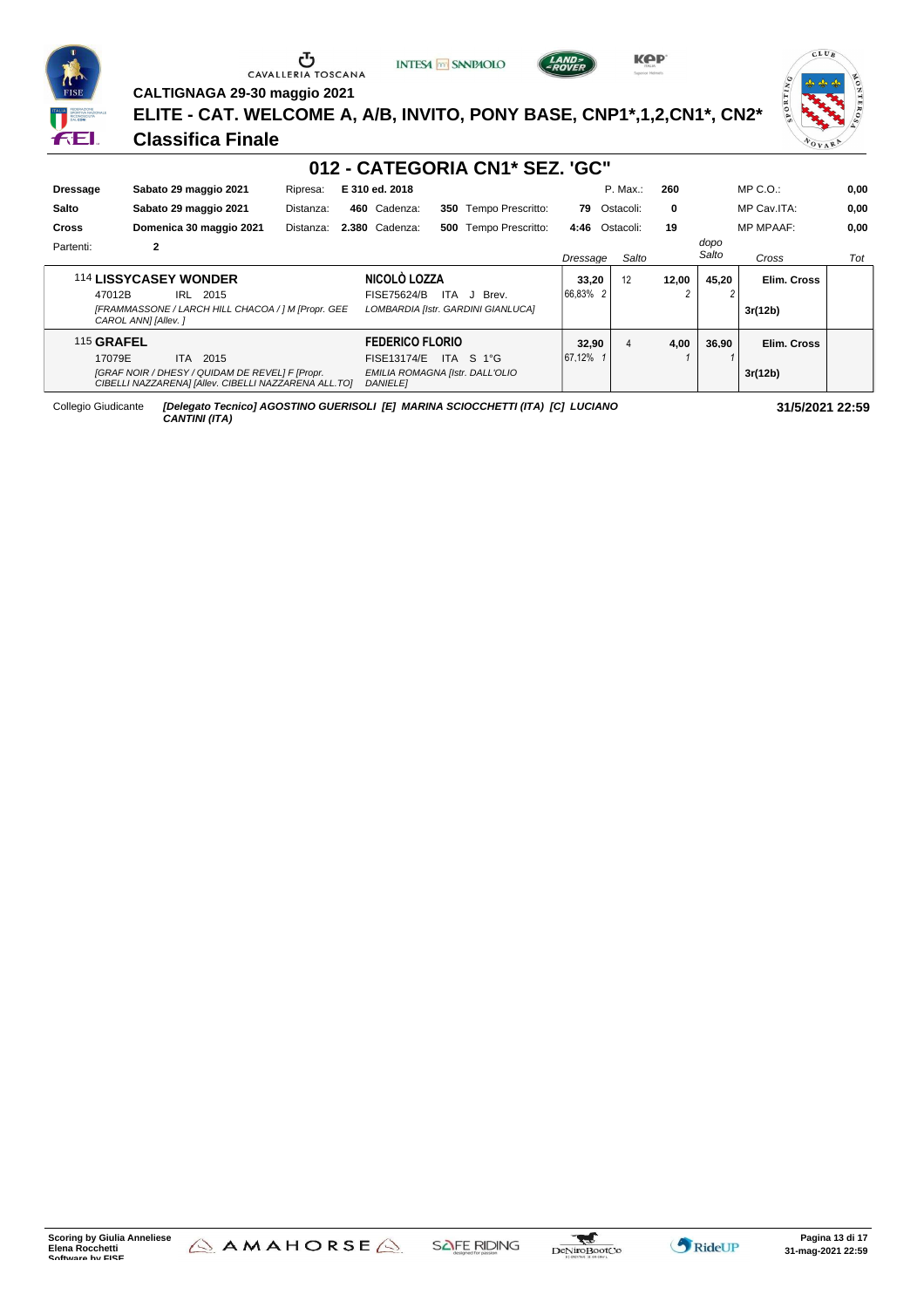CALTIGNAGA 29-30 maggio 2021

# ELITE - CAT. WELCOME A, A/B, INVITO, PONY BASE, CNP1*,1,2,CN1*, CN2*

## Classifica Finale

### 012 - CATEGORIA CN1* SEZ. 'GC"

| | | | | | | | | | |
|---|---|---|---|---|---|---|---|---|---|
| **Dressage** | **Sabato 29 maggio 2021** | Ripresa: | **E 310 ed. 2018** | | P. Max.: | **260** | MP C.O.: | **0,00** |
| **Salto** | **Sabato 29 maggio 2021** | Distanza: | **460** Cadenza: | **350** Tempo Prescritto: | **79** Ostacoli: | **0** | MP Cav.ITA: | **0,00** |
| **Cross** | **Domenica 30 maggio 2021** | Distanza: | **2.380** Cadenza: | **500** Tempo Prescritto: | **4:46** Ostacoli: | **19** | MP MPAAF: | **0,00** |
| Partenti: | **2** | | | | | | | |

| Cavallo | Cavaliere | Dressage | Salto | | dopo Salto | Cross | Tot |
|---|---|---|---|---|---|---|---|
| 114 **LISSYCASEY WONDER**<br>47012B IRL 2015<br>*[FRAMMASSONE / LARCH HILL CHACOA / ] M [Propr. GEE CAROL ANN] [Allev. ]* | **NICOLÒ LOZZA**<br>FISE75624/B ITA J Brev.<br>*LOMBARDIA [Istr. GARDINI GIANLUCA]* | **33,20**<br>66,83% 2 | 12 | **12,00**<br>2 | **45,20**<br>2 | **Elim. Cross**<br>**3r(12b)** | |
| 115 **GRAFEL**<br>17079E ITA 2015<br>*[GRAF NOIR / DHESY / QUIDAM DE REVEL] F [Propr. CIBELLI NAZZARENA] [Allev. CIBELLI NAZZARENA ALL.TO]* | **FEDERICO FLORIO**<br>FISE13174/E ITA S 1°G<br>*EMILIA ROMAGNA [Istr. DALL'OLIO DANIELE]* | **32,90**<br>67,12% 1 | 4 | **4,00**<br>1 | **36,90**<br>1 | **Elim. Cross**<br>**3r(12b)** | |

Collegio Giudicante ***[Delegato Tecnico] AGOSTINO GUERISOLI [E] MARINA SCIOCCHETTI (ITA) [C] LUCIANO CANTINI (ITA)***

**31/5/2021 22:59**

**Scoring by Giulia Anneliese**
**Elena Rocchetti**
**Software by FISE**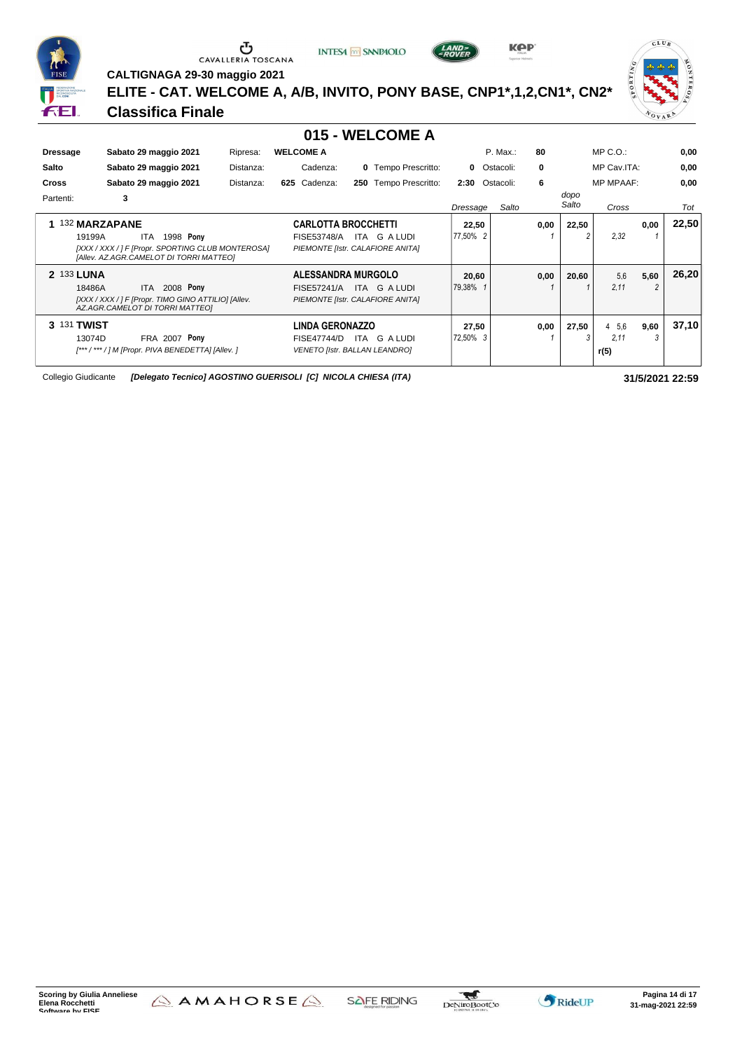CALTIGNAGA 29-30 maggio 2021

# ELITE - CAT. WELCOME A, A/B, INVITO, PONY BASE, CNP1*,1,2,CN1*, CN2*

## Classifica Finale

## 015 - WELCOME A

| | | | | | | | | | |
|---|---|---|---|---|---|---|---|---|---|
| **Dressage** | **Sabato 29 maggio 2021** | Ripresa: | **WELCOME A** | | | P. Max.: | **80** | MP C.O.: | **0,00** |
| **Salto** | **Sabato 29 maggio 2021** | Distanza: | Cadenza: | **0** Tempo Prescritto: | **0** | Ostacoli: | **0** | MP Cav.ITA: | **0,00** |
| **Cross** | **Sabato 29 maggio 2021** | Distanza: | **625** Cadenza: | **250** Tempo Prescritto: | **2:30** | Ostacoli: | **6** | MP MPAAF: | **0,00** |

Partenti: **3**

| Pos. | Cavallo | Cavaliere | Dressage | Salto | dopo Salto | Cross | Tot |
|---|---|---|---|---|---|---|---|
| **1** | 132 **MARZAPANE**<br>19199A ITA 1998 **Pony**<br>*[XXX / XXX / ] F [Propr. SPORTING CLUB MONTEROSA] [Allev. AZ.AGR.CAMELOT DI TORRI MATTEO]* | **CARLOTTA BROCCHETTI**<br>FISE53748/A ITA G A LUDI<br>*PIEMONTE [Istr. CALAFIORE ANITA]* | **22,50**<br>77,50% 2 | **0,00**<br>1 | **22,50**<br>2 | **0,00**<br>2,32 1 | **22,50** |
| **2** | 133 **LUNA**<br>18486A ITA 2008 **Pony**<br>*[XXX / XXX / ] F [Propr. TIMO GINO ATTILIO] [Allev. AZ.AGR.CAMELOT DI TORRI MATTEO]* | **ALESSANDRA MURGOLO**<br>FISE57241/A ITA G A LUDI<br>*PIEMONTE [Istr. CALAFIORE ANITA]* | **20,60**<br>79,38% 1 | **0,00**<br>1 | **20,60**<br>1 | 5,6 **5,60**<br>2,11 2 | **26,20** |
| **3** | 131 **TWIST**<br>13074D FRA 2007 **Pony**<br>*[*** / *** / ] M [Propr. PIVA BENEDETTA] [Allev. ]* | **LINDA GERONAZZO**<br>FISE47744/D ITA G A LUDI<br>*VENETO [Istr. BALLAN LEANDRO]* | **27,50**<br>72,50% 3 | **0,00**<br>1 | **27,50**<br>3 | 4 5,6 **9,60**<br>2,11 3<br>**r(5)** | **37,10** |

Collegio Giudicante *[Delegato Tecnico] AGOSTINO GUERISOLI [C] NICOLA CHIESA (ITA)*

**31/5/2021 22:59**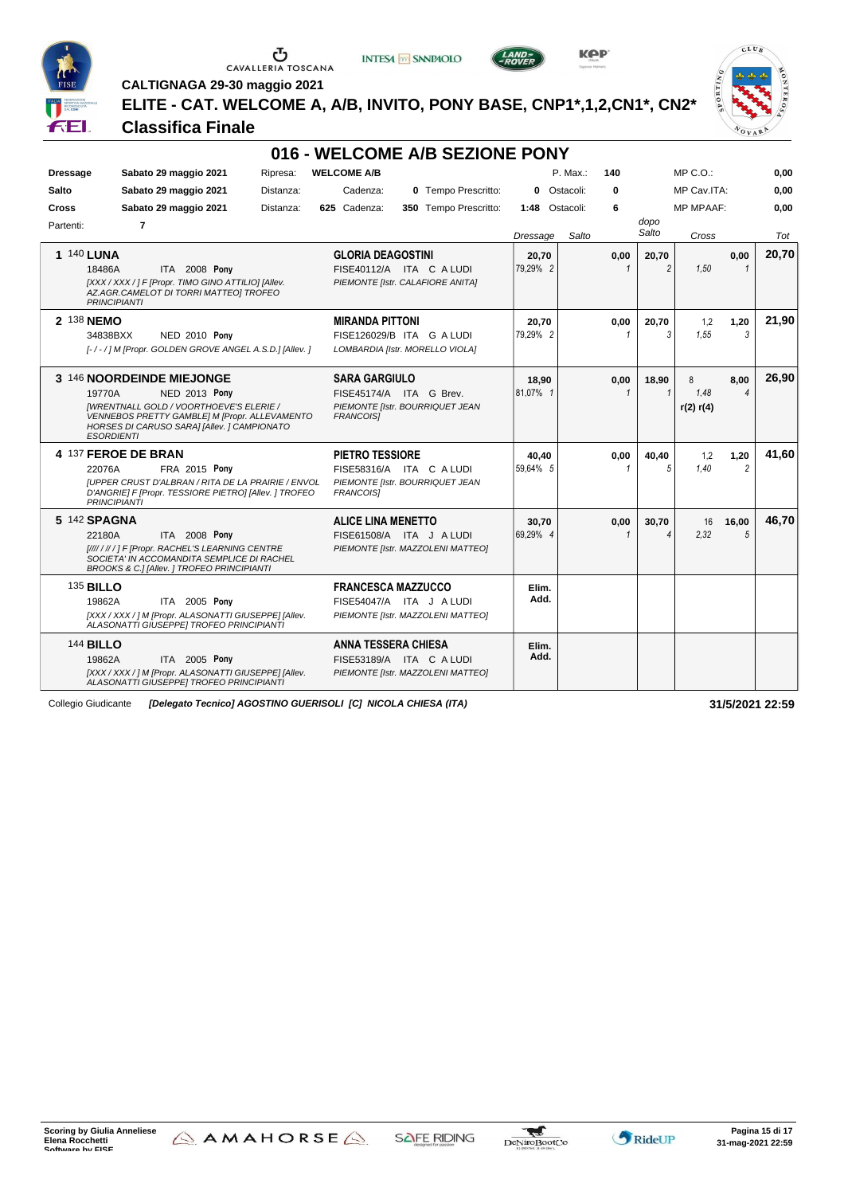CALTIGNAGA 29-30 maggio 2021

## ELITE - CAT. WELCOME A, A/B, INVITO, PONY BASE, CNP1*,1,2,CN1*, CN2*

## Classifica Finale

# 016 - WELCOME A/B SEZIONE PONY

| | | | | | | | | | |
|---|---|---|---|---|---|---|---|---|---|
| **Dressage** | **Sabato 29 maggio 2021** | Ripresa: | **WELCOME A/B** | | P. Max.: | **140** | MP C.O.: | | **0,00** |
| **Salto** | **Sabato 29 maggio 2021** | Distanza: | Cadenza: | **0** Tempo Prescritto: | **0** Ostacoli: | **0** | MP Cav.ITA: | | **0,00** |
| **Cross** | **Sabato 29 maggio 2021** | Distanza: | **625** Cadenza: | **350** Tempo Prescritto: | **1:48** Ostacoli: | **6** | MP MPAAF: | | **0,00** |
| Partenti: | **7** | | | | | | | | |

| Pos. | Cavallo | Cavaliere | Dressage | Salto | dopo Salto | Cross | | Tot |
|---|---|---|---|---|---|---|---|---|
| **1** | 140 **LUNA**<br>18486A ITA 2008 **Pony**<br>*[XXX / XXX / ] F [Propr. TIMO GINO ATTILIO] [Allev. AZ.AGR.CAMELOT DI TORRI MATTEO] TROFEO PRINCIPIANTI* | **GLORIA DEAGOSTINI**<br>FISE40112/A ITA C A LUDI<br>*PIEMONTE [Istr. CALAFIORE ANITA]* | **20,70**<br>*79,29% 2* | **0,00**<br>*1* | **20,70**<br>*2* | *1,50* | **0,00**<br>*1* | **20,70** |
| **2** | 138 **NEMO**<br>34838BXX NED 2010 **Pony**<br>*[- / - / ] M [Propr. GOLDEN GROVE ANGEL A.S.D.] [Allev. ]* | **MIRANDA PITTONI**<br>FISE126029/B ITA G A LUDI<br>*LOMBARDIA [Istr. MORELLO VIOLA]* | **20,70**<br>*79,29% 2* | **0,00**<br>*1* | **20,70**<br>*3* | 1,2<br>*1,55* | **1,20**<br>*3* | **21,90** |
| **3** | 146 **NOORDEINDE MIEJONGE**<br>19770A NED 2013 **Pony**<br>*[WRENTNALL GOLD / VOORTHOEVE'S ELERIE / VENNEBOS PRETTY GAMBLE] M [Propr. ALLEVAMENTO HORSES DI CARUSO SARA] [Allev. ] CAMPIONATO ESORDIENTI* | **SARA GARGIULO**<br>FISE45174/A ITA G Brev.<br>*PIEMONTE [Istr. BOURRIQUET JEAN FRANCOIS]* | **18,90**<br>*81,07% 1* | **0,00**<br>*1* | **18,90**<br>*1* | 8<br>*1,48*<br>**r(2) r(4)** | **8,00**<br>*4* | **26,90** |
| **4** | 137 **FEROE DE BRAN**<br>22076A FRA 2015 **Pony**<br>*[UPPER CRUST D'ALBRAN / RITA DE LA PRAIRIE / ENVOL D'ANGRIE] F [Propr. TESSIORE PIETRO] [Allev. ] TROFEO PRINCIPIANTI* | **PIETRO TESSIORE**<br>FISE58316/A ITA C A LUDI<br>*PIEMONTE [Istr. BOURRIQUET JEAN FRANCOIS]* | **40,40**<br>*59,64% 5* | **0,00**<br>*1* | **40,40**<br>*5* | 1,2<br>*1,40* | **1,20**<br>*2* | **41,60** |
| **5** | 142 **SPAGNA**<br>22180A ITA 2008 **Pony**<br>*[//// / // / ] F [Propr. RACHEL'S LEARNING CENTRE SOCIETA' IN ACCOMANDITA SEMPLICE DI RACHEL BROOKS & C.] [Allev. ] TROFEO PRINCIPIANTI* | **ALICE LINA MENETTO**<br>FISE61508/A ITA J A LUDI<br>*PIEMONTE [Istr. MAZZOLENI MATTEO]* | **30,70**<br>*69,29% 4* | **0,00**<br>*1* | **30,70**<br>*4* | 16<br>*2,32* | **16,00**<br>*5* | **46,70** |
| | 135 **BILLO**<br>19862A ITA 2005 **Pony**<br>*[XXX / XXX / ] M [Propr. ALASONATTI GIUSEPPE] [Allev. ALASONATTI GIUSEPPE] TROFEO PRINCIPIANTI* | **FRANCESCA MAZZUCCO**<br>FISE54047/A ITA J A LUDI<br>*PIEMONTE [Istr. MAZZOLENI MATTEO]* | **Elim. Add.** | | | | | |
| | 144 **BILLO**<br>19862A ITA 2005 **Pony**<br>*[XXX / XXX / ] M [Propr. ALASONATTI GIUSEPPE] [Allev. ALASONATTI GIUSEPPE] TROFEO PRINCIPIANTI* | **ANNA TESSERA CHIESA**<br>FISE53189/A ITA C A LUDI<br>*PIEMONTE [Istr. MAZZOLENI MATTEO]* | **Elim. Add.** | | | | | |

Collegio Giudicante *[Delegato Tecnico] AGOSTINO GUERISOLI [C] NICOLA CHIESA (ITA)* **31/5/2021 22:59**

Scoring by Giulia Anneliese Elena Rocchetti Software by FISE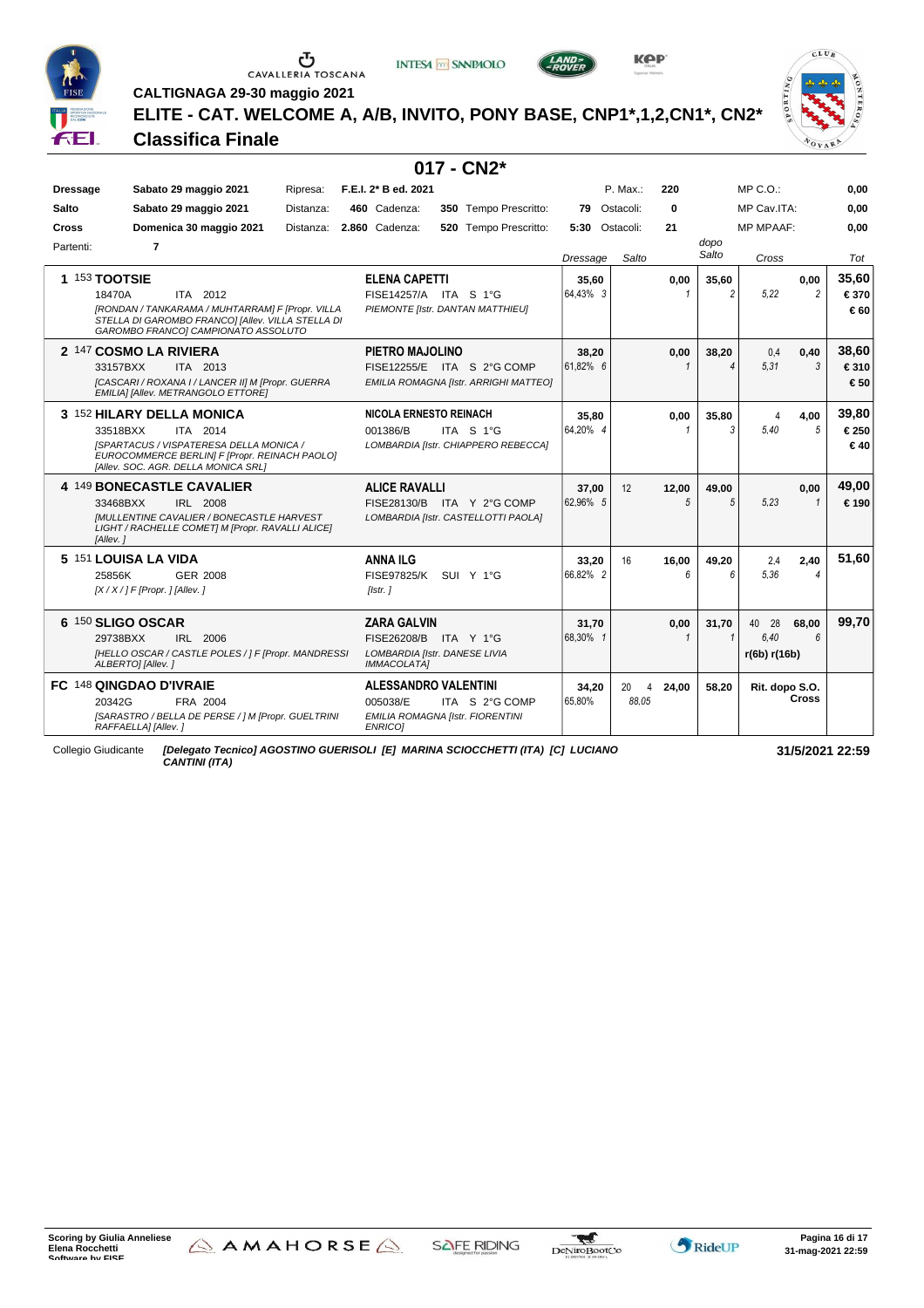**CALTIGNAGA 29-30 maggio 2021**

# ELITE - CAT. WELCOME A, A/B, INVITO, PONY BASE, CNP1*,1,2,CN1*, CN2*

## Classifica Finale

## 017 - CN2*

| | | | | | | | | |
|---|---|---|---|---|---|---|---|---|
| **Dressage** | Sabato 29 maggio 2021 | Ripresa: | F.E.I. 2* B ed. 2021 | | | P. Max.: | 220 | MP C.O.: 0,00 |
| **Salto** | Sabato 29 maggio 2021 | Distanza: | 460 Cadenza: | 350 Tempo Prescritto: | 79 | Ostacoli: | 0 | MP Cav.ITA: 0,00 |
| **Cross** | Domenica 30 maggio 2021 | Distanza: | 2.860 Cadenza: | 520 Tempo Prescritto: | 5:30 | Ostacoli: | 21 | MP MPAAF: 0,00 |

Partenti: 7

| Pos. | Cavallo | Cavaliere | Dressage | Salto | | dopo Salto | Cross | | Tot |
|---|---|---|---|---|---|---|---|---|---|
| 1 | 153 **TOOTSIE**<br>18470A ITA 2012<br>*[RONDAN / TANKARAMA / MUHTARRAM] F [Propr. VILLA STELLA DI GAROMBO FRANCO] [Allev. VILLA STELLA DI GAROMBO FRANCO] CAMPIONATO ASSOLUTO* | **ELENA CAPETTI**<br>FISE14257/A ITA S 1°G<br>*PIEMONTE [Istr. DANTAN MATTHIEU]* | **35,60**<br>64,43% 3 | | **0,00**<br>1 | **35,60**<br>2 | 5,22 | **0,00**<br>2 | **35,60**<br>**€ 370**<br>**€ 60** |
| 2 | 147 **COSMO LA RIVIERA**<br>33157BXX ITA 2013<br>*[CASCARI / ROXANA I / LANCER II] M [Propr. GUERRA EMILIA] [Allev. METRANGOLO ETTORE]* | **PIETRO MAJOLINO**<br>FISE12255/E ITA S 2°G COMP<br>*EMILIA ROMAGNA [Istr. ARRIGHI MATTEO]* | **38,20**<br>61,82% 6 | | **0,00**<br>1 | **38,20**<br>4 | 0,4<br>5,31 | **0,40**<br>3 | **38,60**<br>**€ 310**<br>**€ 50** |
| 3 | 152 **HILARY DELLA MONICA**<br>33518BXX ITA 2014<br>*[SPARTACUS / VISPATERESA DELLA MONICA / EUROCOMMERCE BERLIN] F [Propr. REINACH PAOLO] [Allev. SOC. AGR. DELLA MONICA SRL]* | **NICOLA ERNESTO REINACH**<br>001386/B ITA S 1°G<br>*LOMBARDIA [Istr. CHIAPPERO REBECCA]* | **35,80**<br>64,20% 4 | | **0,00**<br>1 | **35,80**<br>3 | 4<br>5,40 | **4,00**<br>5 | **39,80**<br>**€ 250**<br>**€ 40** |
| 4 | 149 **BONECASTLE CAVALIER**<br>33468BXX IRL 2008<br>*[MULLENTINE CAVALIER / BONECASTLE HARVEST LIGHT / RACHELLE COMET] M [Propr. RAVALLI ALICE] [Allev. ]* | **ALICE RAVALLI**<br>FISE28130/B ITA Y 2°G COMP<br>*LOMBARDIA [Istr. CASTELLOTTI PAOLA]* | **37,00**<br>62,96% 5 | 12 | **12,00**<br>5 | **49,00**<br>5 | 5,23 | **0,00**<br>1 | **49,00**<br>**€ 190** |
| 5 | 151 **LOUISA LA VIDA**<br>25856K GER 2008<br>*[X / X / ] F [Propr. ] [Allev. ]* | **ANNA ILG**<br>FISE97825/K SUI Y 1°G<br>*[Istr. ]* | **33,20**<br>66,82% 2 | 16 | **16,00**<br>6 | **49,20**<br>6 | 2,4<br>5,36 | **2,40**<br>4 | **51,60** |
| 6 | 150 **SLIGO OSCAR**<br>29738BXX IRL 2006<br>*[HELLO OSCAR / CASTLE POLES / ] F [Propr. MANDRESSI ALBERTO] [Allev. ]* | **ZARA GALVIN**<br>FISE26208/B ITA Y 1°G<br>*LOMBARDIA [Istr. DANESE LIVIA IMMACOLATA]* | **31,70**<br>68,30% 1 | | **0,00**<br>1 | **31,70**<br>1 | 40 28<br>6,40<br>r(6b) r(16b) | **68,00**<br>6 | **99,70** |
| FC | 148 **QINGDAO D'IVRAIE**<br>20342G FRA 2004<br>*[SARASTRO / BELLA DE PERSE / ] M [Propr. GUELTRINI RAFFAELLA] [Allev. ]* | **ALESSANDRO VALENTINI**<br>005038/E ITA S 2°G COMP<br>*EMILIA ROMAGNA [Istr. FIORENTINI ENRICO]* | **34,20**<br>65,80% | 20 4<br>88,05 | **24,00** | **58,20** | Rit. dopo S.O. Cross | | |

Collegio Giudicante *[Delegato Tecnico] AGOSTINO GUERISOLI [E] MARINA SCIOCCHETTI (ITA) [C] LUCIANO CANTINI (ITA)*

**31/5/2021 22:59**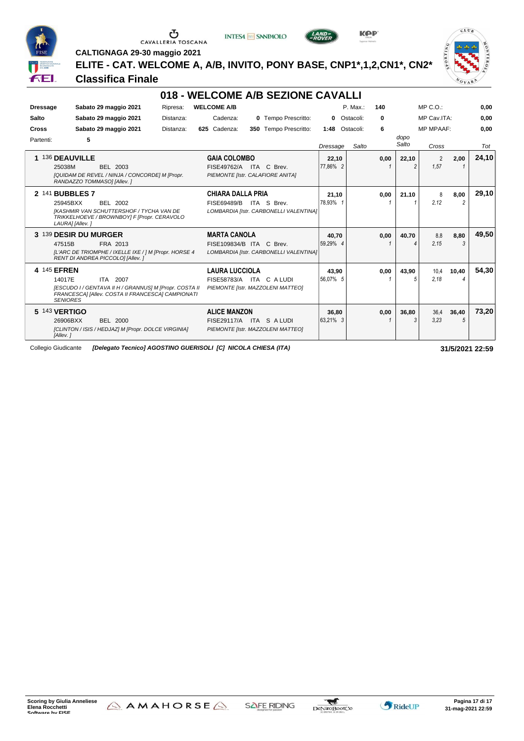CALTIGNAGA 29-30 maggio 2021

# ELITE - CAT. WELCOME A, A/B, INVITO, PONY BASE, CNP1*,1,2,CN1*, CN2*

## Classifica Finale

## 018 - WELCOME A/B SEZIONE CAVALLI

| | | | | | | | | | |
|---|---|---|---|---|---|---|---|---|---|
| **Dressage** | **Sabato 29 maggio 2021** | Ripresa: | **WELCOME A/B** | | P. Max.: | **140** | | MP C.O.: | **0,00** |
| **Salto** | **Sabato 29 maggio 2021** | Distanza: | Cadenza: | **0** Tempo Prescritto: | **0** Ostacoli: | **0** | | MP Cav.ITA: | **0,00** |
| **Cross** | **Sabato 29 maggio 2021** | Distanza: | **625** Cadenza: | **350** Tempo Prescritto: | **1:48** Ostacoli: | **6** | | MP MPAAF: | **0,00** |
| Partenti: | **5** | | | | | | | | |

| Cl. | Cavallo | Cavaliere | Dressage | Salto | dopo Salto | Cross | Tot |
|---|---|---|---|---|---|---|---|
| **1** | 136 **DEAUVILLE** 25038M BEL 2003 *[QUIDAM DE REVEL / NINJA / CONCORDE] M [Propr. RANDAZZO TOMMASO] [Allev. ]* | **GAIA COLOMBO** FISE49762/A ITA C Brev. *PIEMONTE [Istr. CALAFIORE ANITA]* | **22,10** 77,86% 2 | **0,00** 1 | **22,10** 2 | 2 1,57 **2,00** 1 | **24,10** |
| **2** | 141 **BUBBLES 7** 25945BXX BEL 2002 *[KASHMIR VAN SCHUTTERSHOF / TYCHA VAN DE TRIKKELHOEVE / BROWNBOY] F [Propr. CERAVOLO LAURA] [Allev. ]* | **CHIARA DALLA PRIA** FISE69489/B ITA S Brev. *LOMBARDIA [Istr. CARBONELLI VALENTINA]* | **21,10** 78,93% 1 | **0,00** 1 | **21,10** 1 | 8 2,12 **8,00** 2 | **29,10** |
| **3** | 139 **DESIR DU MURGER** 47515B FRA 2013 *[L'ARC DE TRIOMPHE / IXELLE IXE / ] M [Propr. HORSE 4 RENT DI ANDREA PICCOLO] [Allev. ]* | **MARTA CANOLA** FISE109834/B ITA C Brev. *LOMBARDIA [Istr. CARBONELLI VALENTINA]* | **40,70** 59,29% 4 | **0,00** 1 | **40,70** 4 | 8,8 2,15 **8,80** 3 | **49,50** |
| **4** | 145 **EFREN** 14017E ITA 2007 *[ESCUDO I / GENTAVA II H / GRANNUS] M [Propr. COSTA II FRANCESCA] [Allev. COSTA II FRANCESCA] CAMPIONATI SENIORES* | **LAURA LUCCIOLA** FISE58783/A ITA C A LUDI *PIEMONTE [Istr. MAZZOLENI MATTEO]* | **43,90** 56,07% 5 | **0,00** 1 | **43,90** 5 | 10,4 2,18 **10,40** 4 | **54,30** |
| **5** | 143 **VERTIGO** 26906BXX BEL 2000 *[CLINTON / ISIS / HEDJAZ] M [Propr. DOLCE VIRGINIA] [Allev. ]* | **ALICE MANZON** FISE29117/A ITA S A LUDI *PIEMONTE [Istr. MAZZOLENI MATTEO]* | **36,80** 63,21% 3 | **0,00** 1 | **36,80** 3 | 36,4 3,23 **36,40** 5 | **73,20** |

Collegio Giudicante *[Delegato Tecnico] AGOSTINO GUERISOLI [C] NICOLA CHIESA (ITA)* **31/5/2021 22:59**

Scoring by Giulia Anneliese Elena Rocchetti Software by FISE